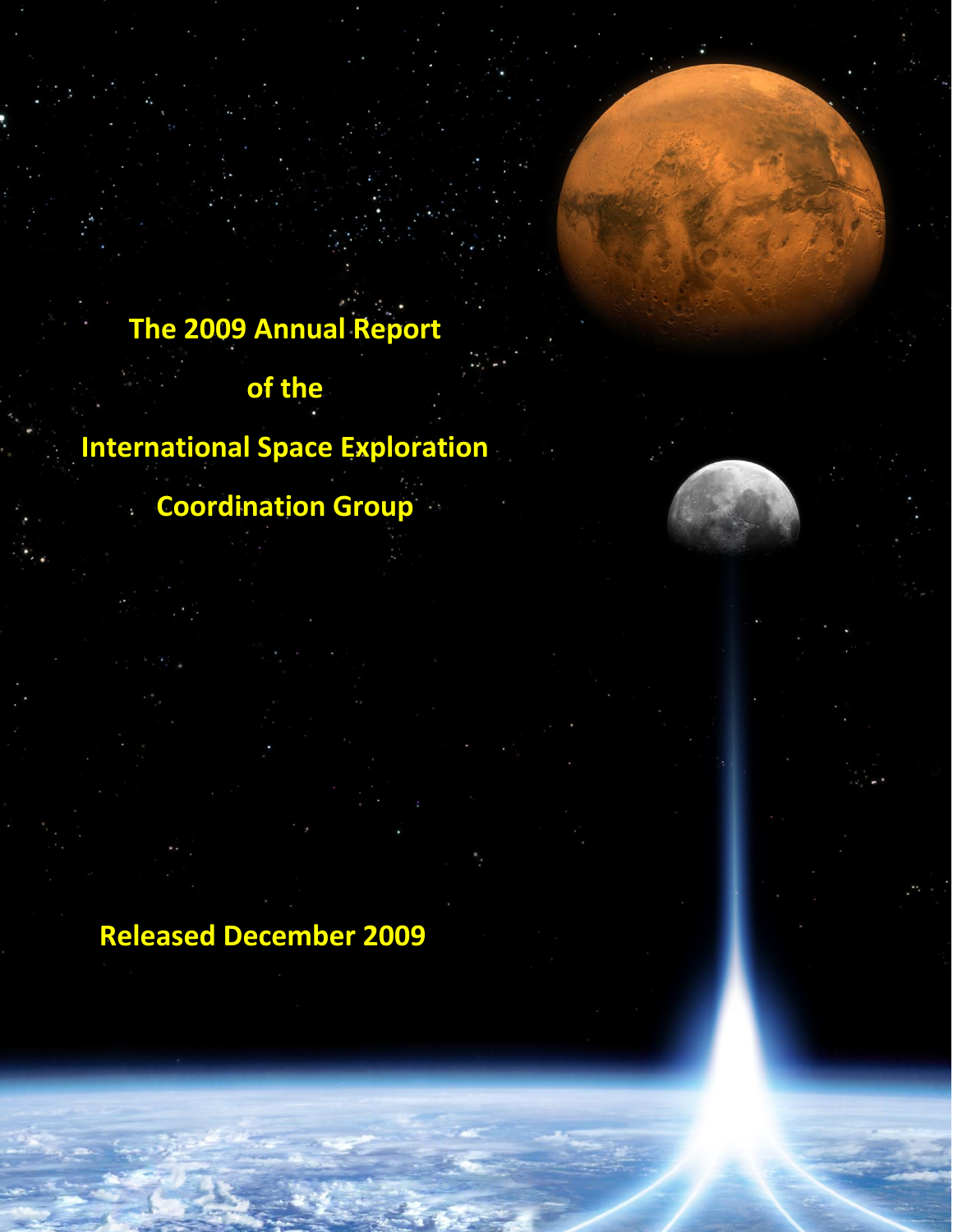# The 2009 Annual Report of the International Space Exploration Coordination Group

**Released December 2009**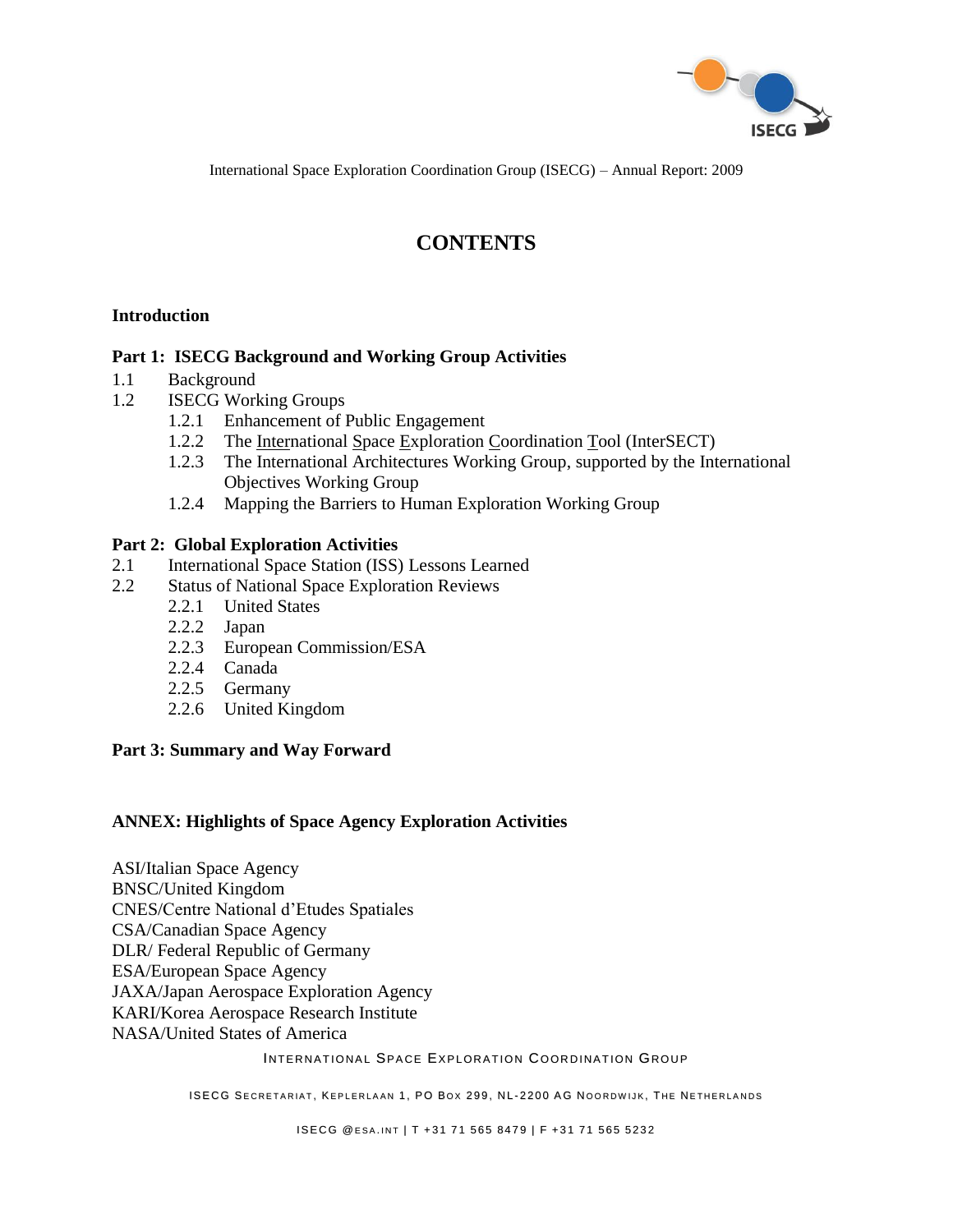# CONTENTS

**Introduction**

**Part 1: ISECG Background and Working Group Activities**

1.1 Background

1.2 ISECG Working Groups

- 1.2.1 Enhancement of Public Engagement
- 1.2.2 The International Space Exploration Coordination Tool (InterSECT)
- 1.2.3 The International Architectures Working Group, supported by the International Objectives Working Group
- 1.2.4 Mapping the Barriers to Human Exploration Working Group

**Part 2: Global Exploration Activities**

2.1 International Space Station (ISS) Lessons Learned

2.2 Status of National Space Exploration Reviews

- 2.2.1 United States
- 2.2.2 Japan
- 2.2.3 European Commission/ESA
- 2.2.4 Canada
- 2.2.5 Germany
- 2.2.6 United Kingdom

**Part 3: Summary and Way Forward**

**ANNEX: Highlights of Space Agency Exploration Activities**

ASI/Italian Space Agency
BNSC/United Kingdom
CNES/Centre National d'Etudes Spatiales
CSA/Canadian Space Agency
DLR/ Federal Republic of Germany
ESA/European Space Agency
JAXA/Japan Aerospace Exploration Agency
KARI/Korea Aerospace Research Institute
NASA/United States of America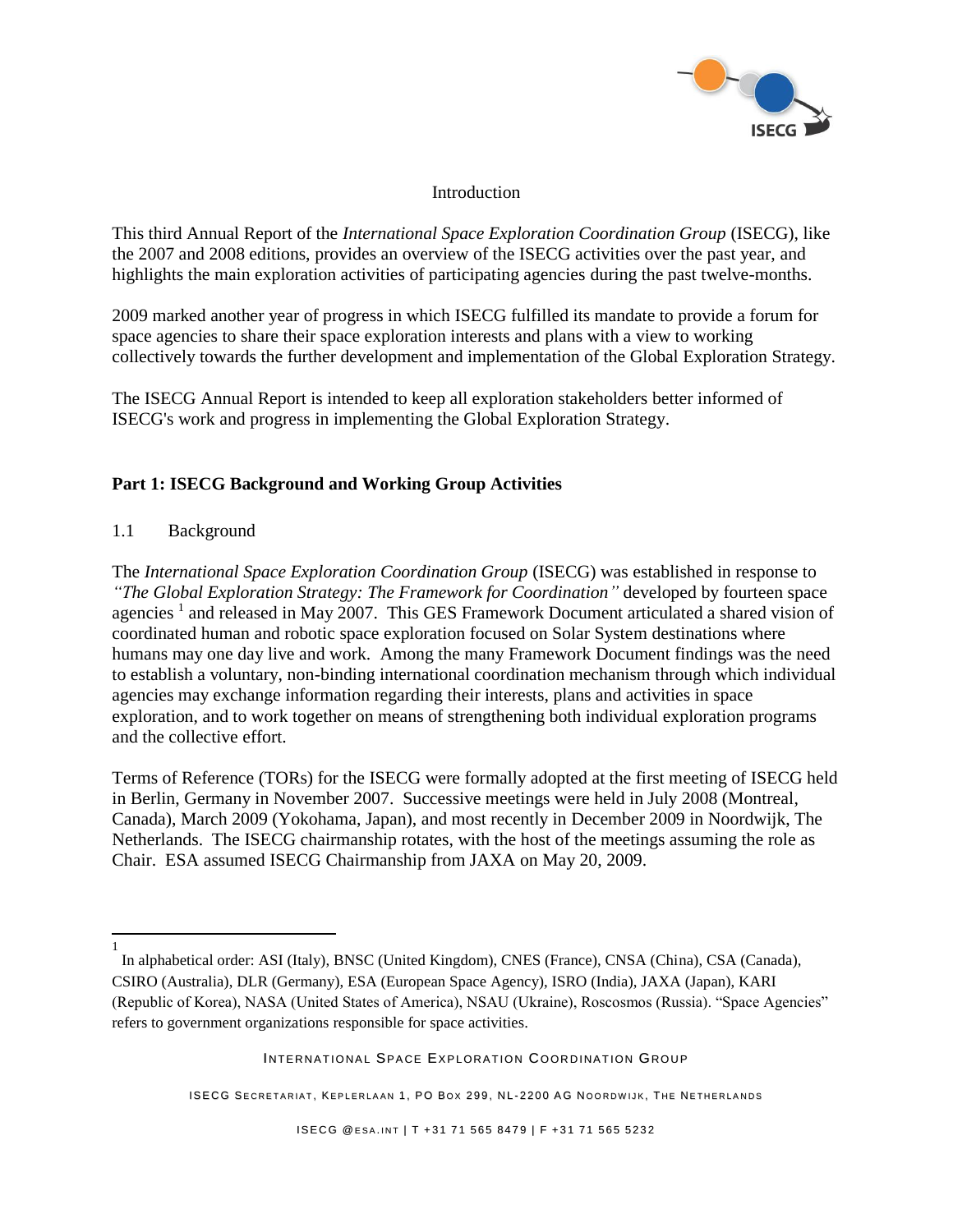## Introduction

This third Annual Report of the *International Space Exploration Coordination Group* (ISECG), like the 2007 and 2008 editions, provides an overview of the ISECG activities over the past year, and highlights the main exploration activities of participating agencies during the past twelve-months.

2009 marked another year of progress in which ISECG fulfilled its mandate to provide a forum for space agencies to share their space exploration interests and plans with a view to working collectively towards the further development and implementation of the Global Exploration Strategy.

The ISECG Annual Report is intended to keep all exploration stakeholders better informed of ISECG's work and progress in implementing the Global Exploration Strategy.

## Part 1: ISECG Background and Working Group Activities

### 1.1 Background

The *International Space Exploration Coordination Group* (ISECG) was established in response to *"The Global Exploration Strategy: The Framework for Coordination"* developed by fourteen space agencies [1] and released in May 2007. This GES Framework Document articulated a shared vision of coordinated human and robotic space exploration focused on Solar System destinations where humans may one day live and work. Among the many Framework Document findings was the need to establish a voluntary, non-binding international coordination mechanism through which individual agencies may exchange information regarding their interests, plans and activities in space exploration, and to work together on means of strengthening both individual exploration programs and the collective effort.

Terms of Reference (TORs) for the ISECG were formally adopted at the first meeting of ISECG held in Berlin, Germany in November 2007. Successive meetings were held in July 2008 (Montreal, Canada), March 2009 (Yokohama, Japan), and most recently in December 2009 in Noordwijk, The Netherlands. The ISECG chairmanship rotates, with the host of the meetings assuming the role as Chair. ESA assumed ISECG Chairmanship from JAXA on May 20, 2009.

---

[1] In alphabetical order: ASI (Italy), BNSC (United Kingdom), CNES (France), CNSA (China), CSA (Canada), CSIRO (Australia), DLR (Germany), ESA (European Space Agency), ISRO (India), JAXA (Japan), KARI (Republic of Korea), NASA (United States of America), NSAU (Ukraine), Roscosmos (Russia). "Space Agencies" refers to government organizations responsible for space activities.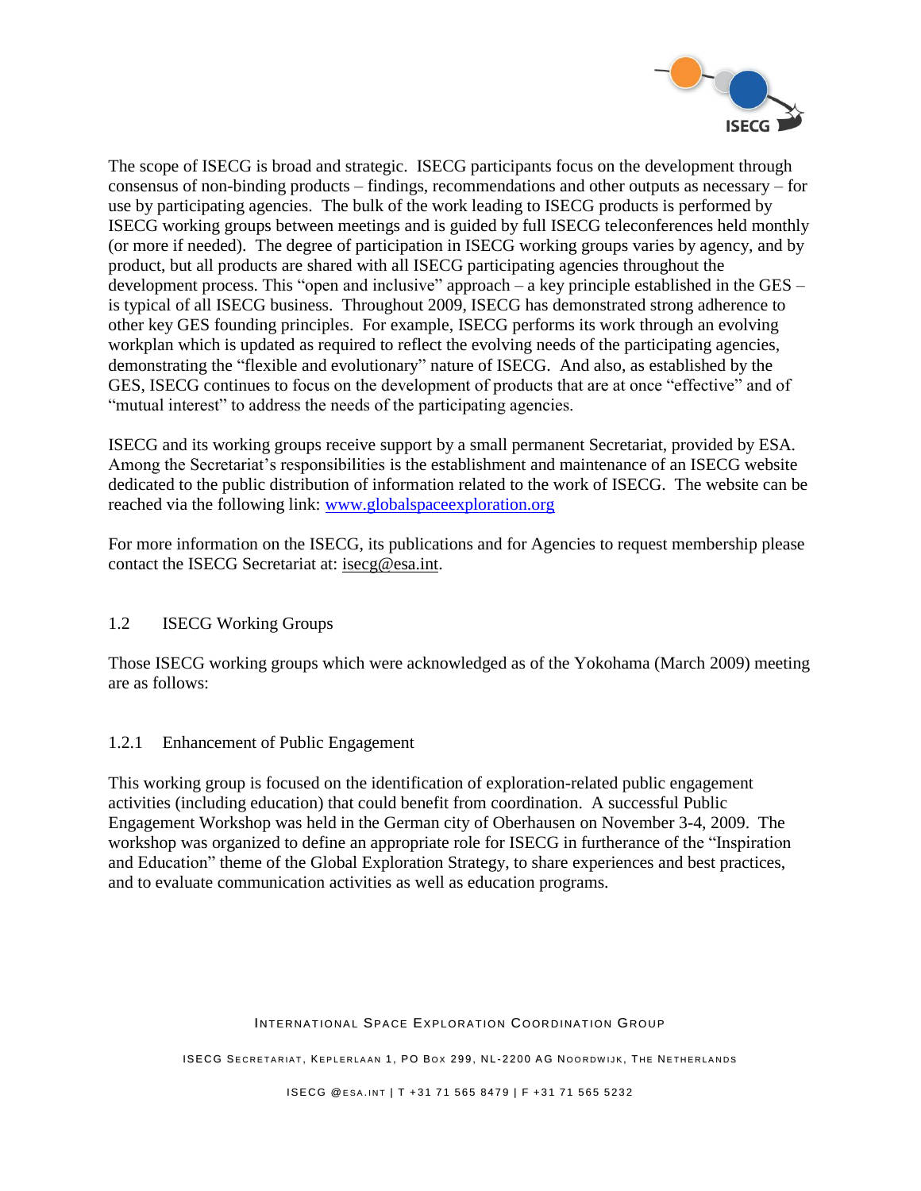The scope of ISECG is broad and strategic. ISECG participants focus on the development through consensus of non-binding products – findings, recommendations and other outputs as necessary – for use by participating agencies. The bulk of the work leading to ISECG products is performed by ISECG working groups between meetings and is guided by full ISECG teleconferences held monthly (or more if needed). The degree of participation in ISECG working groups varies by agency, and by product, but all products are shared with all ISECG participating agencies throughout the development process. This "open and inclusive" approach – a key principle established in the GES – is typical of all ISECG business. Throughout 2009, ISECG has demonstrated strong adherence to other key GES founding principles. For example, ISECG performs its work through an evolving workplan which is updated as required to reflect the evolving needs of the participating agencies, demonstrating the "flexible and evolutionary" nature of ISECG. And also, as established by the GES, ISECG continues to focus on the development of products that are at once "effective" and of "mutual interest" to address the needs of the participating agencies.

ISECG and its working groups receive support by a small permanent Secretariat, provided by ESA. Among the Secretariat's responsibilities is the establishment and maintenance of an ISECG website dedicated to the public distribution of information related to the work of ISECG. The website can be reached via the following link: [www.globalspaceexploration.org](http://www.globalspaceexploration.org)

For more information on the ISECG, its publications and for Agencies to request membership please contact the ISECG Secretariat at: isecg@esa.int.

## 1.2 ISECG Working Groups

Those ISECG working groups which were acknowledged as of the Yokohama (March 2009) meeting are as follows:

### 1.2.1 Enhancement of Public Engagement

This working group is focused on the identification of exploration-related public engagement activities (including education) that could benefit from coordination. A successful Public Engagement Workshop was held in the German city of Oberhausen on November 3-4, 2009. The workshop was organized to define an appropriate role for ISECG in furtherance of the "Inspiration and Education" theme of the Global Exploration Strategy, to share experiences and best practices, and to evaluate communication activities as well as education programs.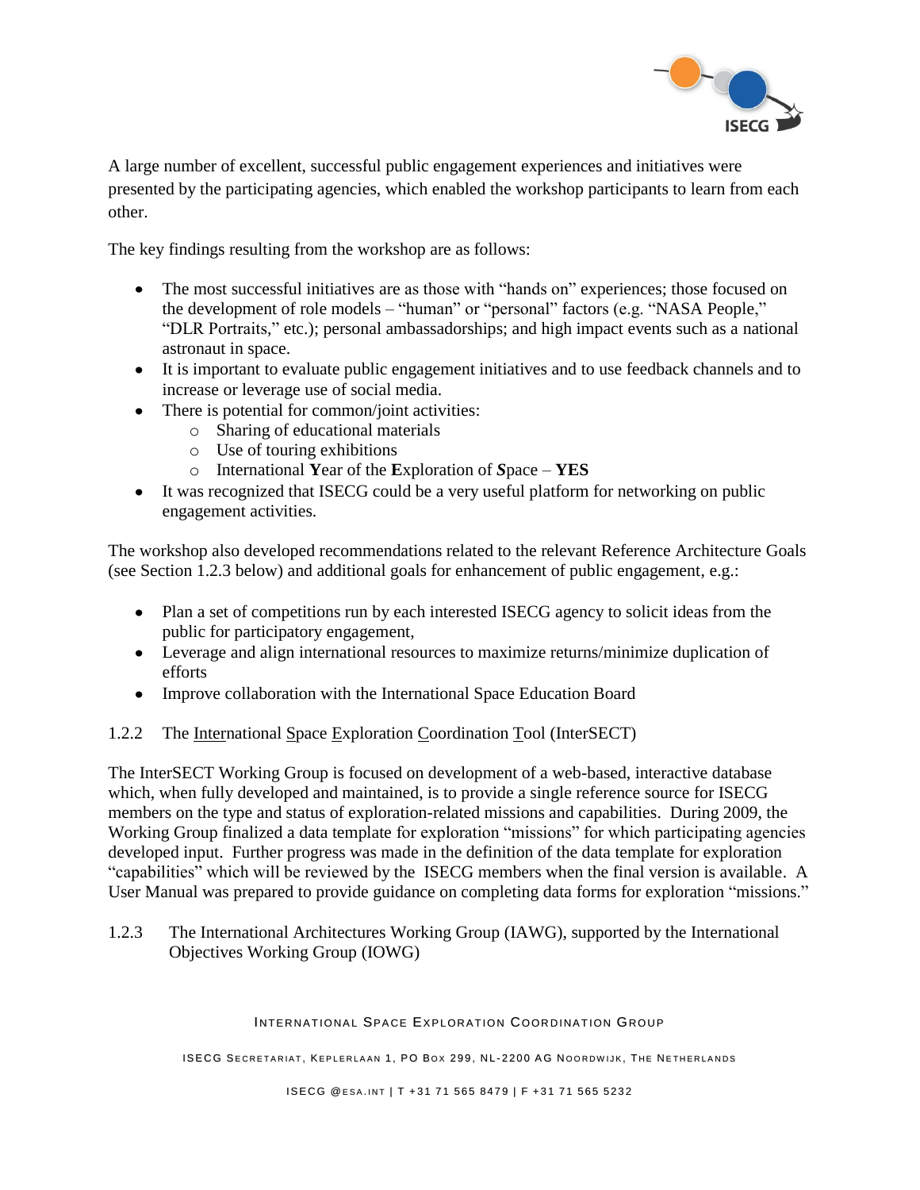A large number of excellent, successful public engagement experiences and initiatives were presented by the participating agencies, which enabled the workshop participants to learn from each other.

The key findings resulting from the workshop are as follows:

- The most successful initiatives are as those with "hands on" experiences; those focused on the development of role models – "human" or "personal" factors (e.g. "NASA People," "DLR Portraits," etc.); personal ambassadorships; and high impact events such as a national astronaut in space.
- It is important to evaluate public engagement initiatives and to use feedback channels and to increase or leverage use of social media.
- There is potential for common/joint activities:
  - Sharing of educational materials
  - Use of touring exhibitions
  - International **Y**ear of the **E**xploration of ***S***pace – **YES**
- It was recognized that ISECG could be a very useful platform for networking on public engagement activities.

The workshop also developed recommendations related to the relevant Reference Architecture Goals (see Section 1.2.3 below) and additional goals for enhancement of public engagement, e.g.:

- Plan a set of competitions run by each interested ISECG agency to solicit ideas from the public for participatory engagement,
- Leverage and align international resources to maximize returns/minimize duplication of efforts
- Improve collaboration with the International Space Education Board

### 1.2.2 The International Space Exploration Coordination Tool (InterSECT)

The InterSECT Working Group is focused on development of a web-based, interactive database which, when fully developed and maintained, is to provide a single reference source for ISECG members on the type and status of exploration-related missions and capabilities. During 2009, the Working Group finalized a data template for exploration "missions" for which participating agencies developed input. Further progress was made in the definition of the data template for exploration "capabilities" which will be reviewed by the ISECG members when the final version is available. A User Manual was prepared to provide guidance on completing data forms for exploration "missions."

### 1.2.3 The International Architectures Working Group (IAWG), supported by the International Objectives Working Group (IOWG)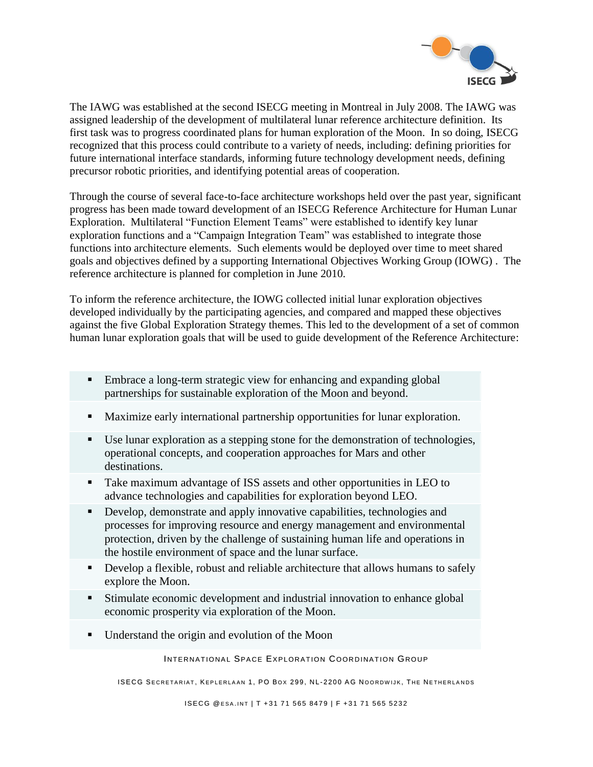The IAWG was established at the second ISECG meeting in Montreal in July 2008. The IAWG was assigned leadership of the development of multilateral lunar reference architecture definition. Its first task was to progress coordinated plans for human exploration of the Moon. In so doing, ISECG recognized that this process could contribute to a variety of needs, including: defining priorities for future international interface standards, informing future technology development needs, defining precursor robotic priorities, and identifying potential areas of cooperation.

Through the course of several face-to-face architecture workshops held over the past year, significant progress has been made toward development of an ISECG Reference Architecture for Human Lunar Exploration. Multilateral "Function Element Teams" were established to identify key lunar exploration functions and a "Campaign Integration Team" was established to integrate those functions into architecture elements. Such elements would be deployed over time to meet shared goals and objectives defined by a supporting International Objectives Working Group (IOWG) . The reference architecture is planned for completion in June 2010.

To inform the reference architecture, the IOWG collected initial lunar exploration objectives developed individually by the participating agencies, and compared and mapped these objectives against the five Global Exploration Strategy themes. This led to the development of a set of common human lunar exploration goals that will be used to guide development of the Reference Architecture:

- Embrace a long-term strategic view for enhancing and expanding global partnerships for sustainable exploration of the Moon and beyond.
- Maximize early international partnership opportunities for lunar exploration.
- Use lunar exploration as a stepping stone for the demonstration of technologies, operational concepts, and cooperation approaches for Mars and other destinations.
- Take maximum advantage of ISS assets and other opportunities in LEO to advance technologies and capabilities for exploration beyond LEO.
- Develop, demonstrate and apply innovative capabilities, technologies and processes for improving resource and energy management and environmental protection, driven by the challenge of sustaining human life and operations in the hostile environment of space and the lunar surface.
- Develop a flexible, robust and reliable architecture that allows humans to safely explore the Moon.
- Stimulate economic development and industrial innovation to enhance global economic prosperity via exploration of the Moon.
- Understand the origin and evolution of the Moon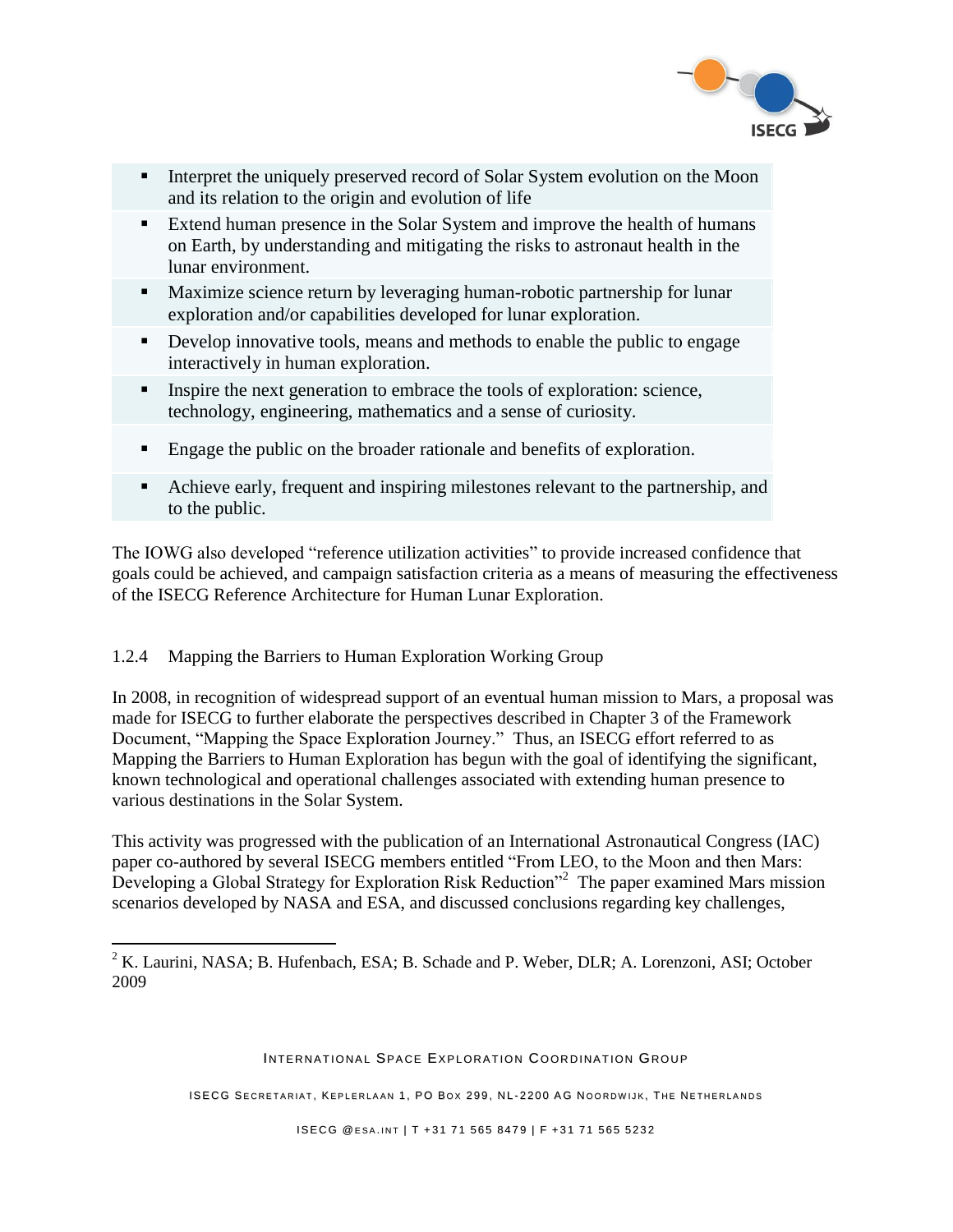- Interpret the uniquely preserved record of Solar System evolution on the Moon and its relation to the origin and evolution of life
- Extend human presence in the Solar System and improve the health of humans on Earth, by understanding and mitigating the risks to astronaut health in the lunar environment.
- Maximize science return by leveraging human-robotic partnership for lunar exploration and/or capabilities developed for lunar exploration.
- Develop innovative tools, means and methods to enable the public to engage interactively in human exploration.
- Inspire the next generation to embrace the tools of exploration: science, technology, engineering, mathematics and a sense of curiosity.
- Engage the public on the broader rationale and benefits of exploration.
- Achieve early, frequent and inspiring milestones relevant to the partnership, and to the public.

The IOWG also developed "reference utilization activities" to provide increased confidence that goals could be achieved, and campaign satisfaction criteria as a means of measuring the effectiveness of the ISECG Reference Architecture for Human Lunar Exploration.

### 1.2.4 Mapping the Barriers to Human Exploration Working Group

In 2008, in recognition of widespread support of an eventual human mission to Mars, a proposal was made for ISECG to further elaborate the perspectives described in Chapter 3 of the Framework Document, "Mapping the Space Exploration Journey." Thus, an ISECG effort referred to as Mapping the Barriers to Human Exploration has begun with the goal of identifying the significant, known technological and operational challenges associated with extending human presence to various destinations in the Solar System.

This activity was progressed with the publication of an International Astronautical Congress (IAC) paper co-authored by several ISECG members entitled "From LEO, to the Moon and then Mars: Developing a Global Strategy for Exploration Risk Reduction"[2] The paper examined Mars mission scenarios developed by NASA and ESA, and discussed conclusions regarding key challenges,

[2] K. Laurini, NASA; B. Hufenbach, ESA; B. Schade and P. Weber, DLR; A. Lorenzoni, ASI; October 2009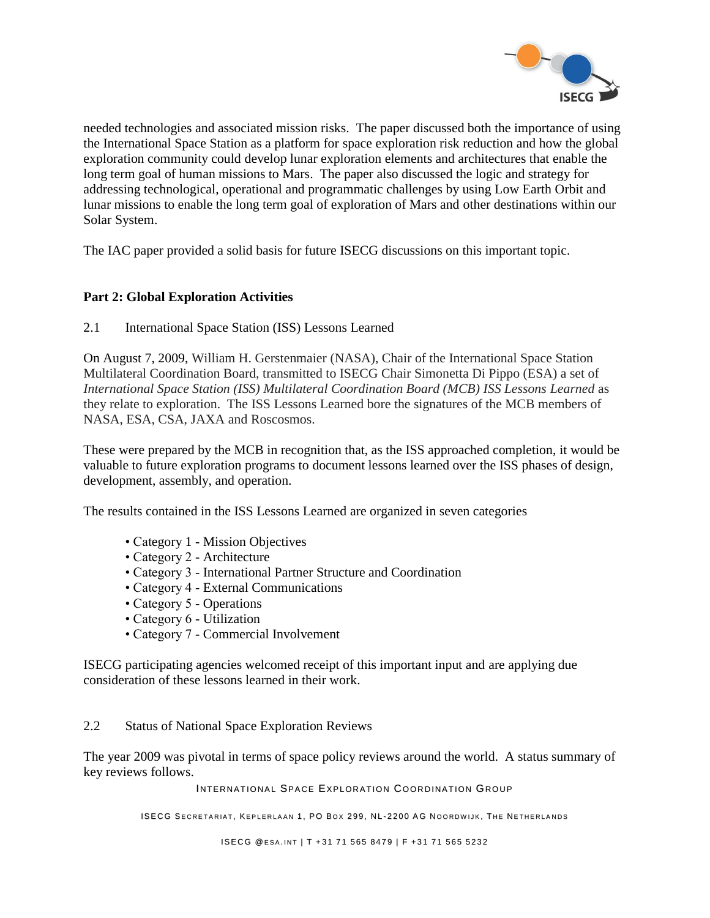needed technologies and associated mission risks. The paper discussed both the importance of using the International Space Station as a platform for space exploration risk reduction and how the global exploration community could develop lunar exploration elements and architectures that enable the long term goal of human missions to Mars. The paper also discussed the logic and strategy for addressing technological, operational and programmatic challenges by using Low Earth Orbit and lunar missions to enable the long term goal of exploration of Mars and other destinations within our Solar System.

The IAC paper provided a solid basis for future ISECG discussions on this important topic.

## Part 2: Global Exploration Activities

### 2.1 International Space Station (ISS) Lessons Learned

On August 7, 2009, William H. Gerstenmaier (NASA), Chair of the International Space Station Multilateral Coordination Board, transmitted to ISECG Chair Simonetta Di Pippo (ESA) a set of *International Space Station (ISS) Multilateral Coordination Board (MCB) ISS Lessons Learned* as they relate to exploration. The ISS Lessons Learned bore the signatures of the MCB members of NASA, ESA, CSA, JAXA and Roscosmos.

These were prepared by the MCB in recognition that, as the ISS approached completion, it would be valuable to future exploration programs to document lessons learned over the ISS phases of design, development, assembly, and operation.

The results contained in the ISS Lessons Learned are organized in seven categories

- Category 1 - Mission Objectives
- Category 2 - Architecture
- Category 3 - International Partner Structure and Coordination
- Category 4 - External Communications
- Category 5 - Operations
- Category 6 - Utilization
- Category 7 - Commercial Involvement

ISECG participating agencies welcomed receipt of this important input and are applying due consideration of these lessons learned in their work.

### 2.2 Status of National Space Exploration Reviews

The year 2009 was pivotal in terms of space policy reviews around the world. A status summary of key reviews follows.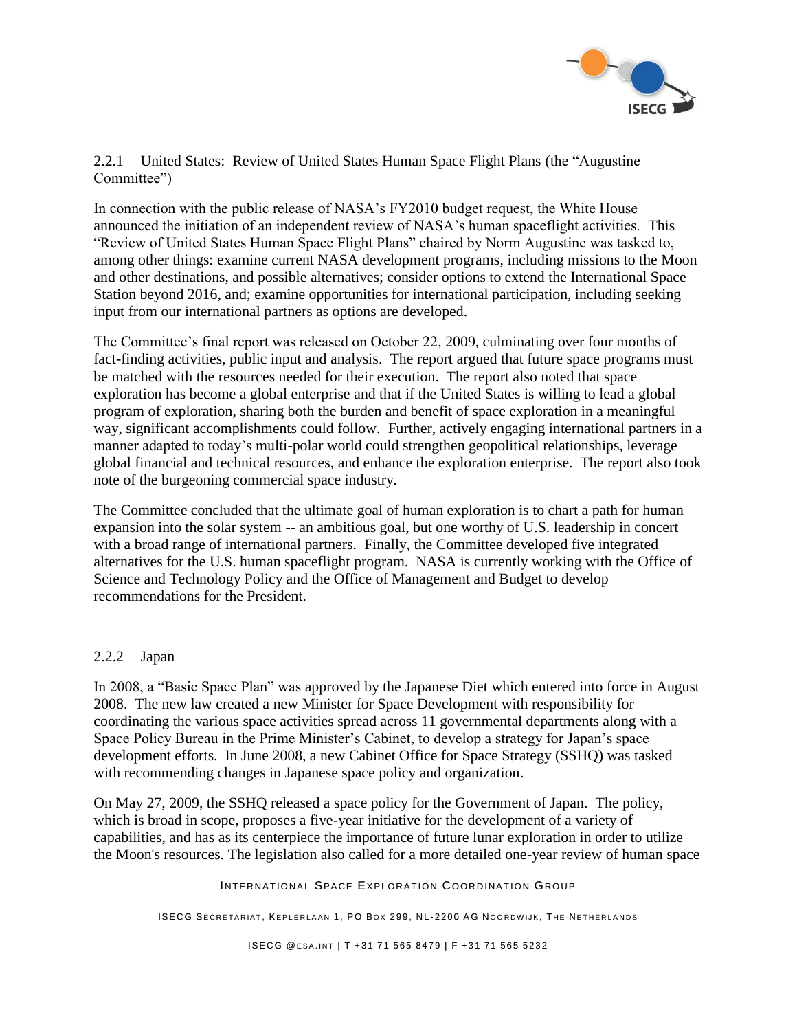### 2.2.1 United States: Review of United States Human Space Flight Plans (the "Augustine Committee")

In connection with the public release of NASA's FY2010 budget request, the White House announced the initiation of an independent review of NASA's human spaceflight activities. This "Review of United States Human Space Flight Plans" chaired by Norm Augustine was tasked to, among other things: examine current NASA development programs, including missions to the Moon and other destinations, and possible alternatives; consider options to extend the International Space Station beyond 2016, and; examine opportunities for international participation, including seeking input from our international partners as options are developed.

The Committee's final report was released on October 22, 2009, culminating over four months of fact-finding activities, public input and analysis. The report argued that future space programs must be matched with the resources needed for their execution. The report also noted that space exploration has become a global enterprise and that if the United States is willing to lead a global program of exploration, sharing both the burden and benefit of space exploration in a meaningful way, significant accomplishments could follow. Further, actively engaging international partners in a manner adapted to today's multi-polar world could strengthen geopolitical relationships, leverage global financial and technical resources, and enhance the exploration enterprise. The report also took note of the burgeoning commercial space industry.

The Committee concluded that the ultimate goal of human exploration is to chart a path for human expansion into the solar system -- an ambitious goal, but one worthy of U.S. leadership in concert with a broad range of international partners. Finally, the Committee developed five integrated alternatives for the U.S. human spaceflight program. NASA is currently working with the Office of Science and Technology Policy and the Office of Management and Budget to develop recommendations for the President.

### 2.2.2 Japan

In 2008, a "Basic Space Plan" was approved by the Japanese Diet which entered into force in August 2008. The new law created a new Minister for Space Development with responsibility for coordinating the various space activities spread across 11 governmental departments along with a Space Policy Bureau in the Prime Minister's Cabinet, to develop a strategy for Japan's space development efforts. In June 2008, a new Cabinet Office for Space Strategy (SSHQ) was tasked with recommending changes in Japanese space policy and organization.

On May 27, 2009, the SSHQ released a space policy for the Government of Japan. The policy, which is broad in scope, proposes a five-year initiative for the development of a variety of capabilities, and has as its centerpiece the importance of future lunar exploration in order to utilize the Moon's resources. The legislation also called for a more detailed one-year review of human space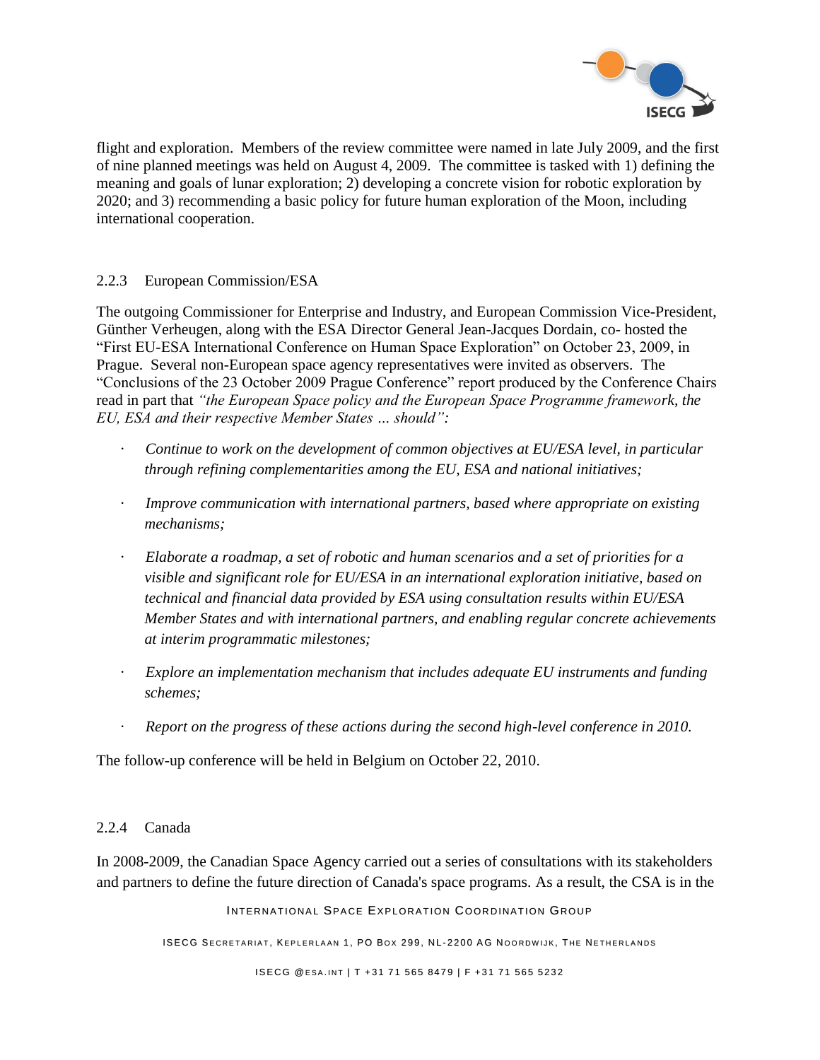flight and exploration. Members of the review committee were named in late July 2009, and the first of nine planned meetings was held on August 4, 2009. The committee is tasked with 1) defining the meaning and goals of lunar exploration; 2) developing a concrete vision for robotic exploration by 2020; and 3) recommending a basic policy for future human exploration of the Moon, including international cooperation.

### 2.2.3 European Commission/ESA

The outgoing Commissioner for Enterprise and Industry, and European Commission Vice-President, Günther Verheugen, along with the ESA Director General Jean-Jacques Dordain, co- hosted the "First EU-ESA International Conference on Human Space Exploration" on October 23, 2009, in Prague. Several non-European space agency representatives were invited as observers. The "Conclusions of the 23 October 2009 Prague Conference" report produced by the Conference Chairs read in part that *"the European Space policy and the European Space Programme framework, the EU, ESA and their respective Member States … should":*

- *Continue to work on the development of common objectives at EU/ESA level, in particular through refining complementarities among the EU, ESA and national initiatives;*
- *Improve communication with international partners, based where appropriate on existing mechanisms;*
- *Elaborate a roadmap, a set of robotic and human scenarios and a set of priorities for a visible and significant role for EU/ESA in an international exploration initiative, based on technical and financial data provided by ESA using consultation results within EU/ESA Member States and with international partners, and enabling regular concrete achievements at interim programmatic milestones;*
- *Explore an implementation mechanism that includes adequate EU instruments and funding schemes;*
- *Report on the progress of these actions during the second high-level conference in 2010.*

The follow-up conference will be held in Belgium on October 22, 2010.

### 2.2.4 Canada

In 2008-2009, the Canadian Space Agency carried out a series of consultations with its stakeholders and partners to define the future direction of Canada's space programs. As a result, the CSA is in the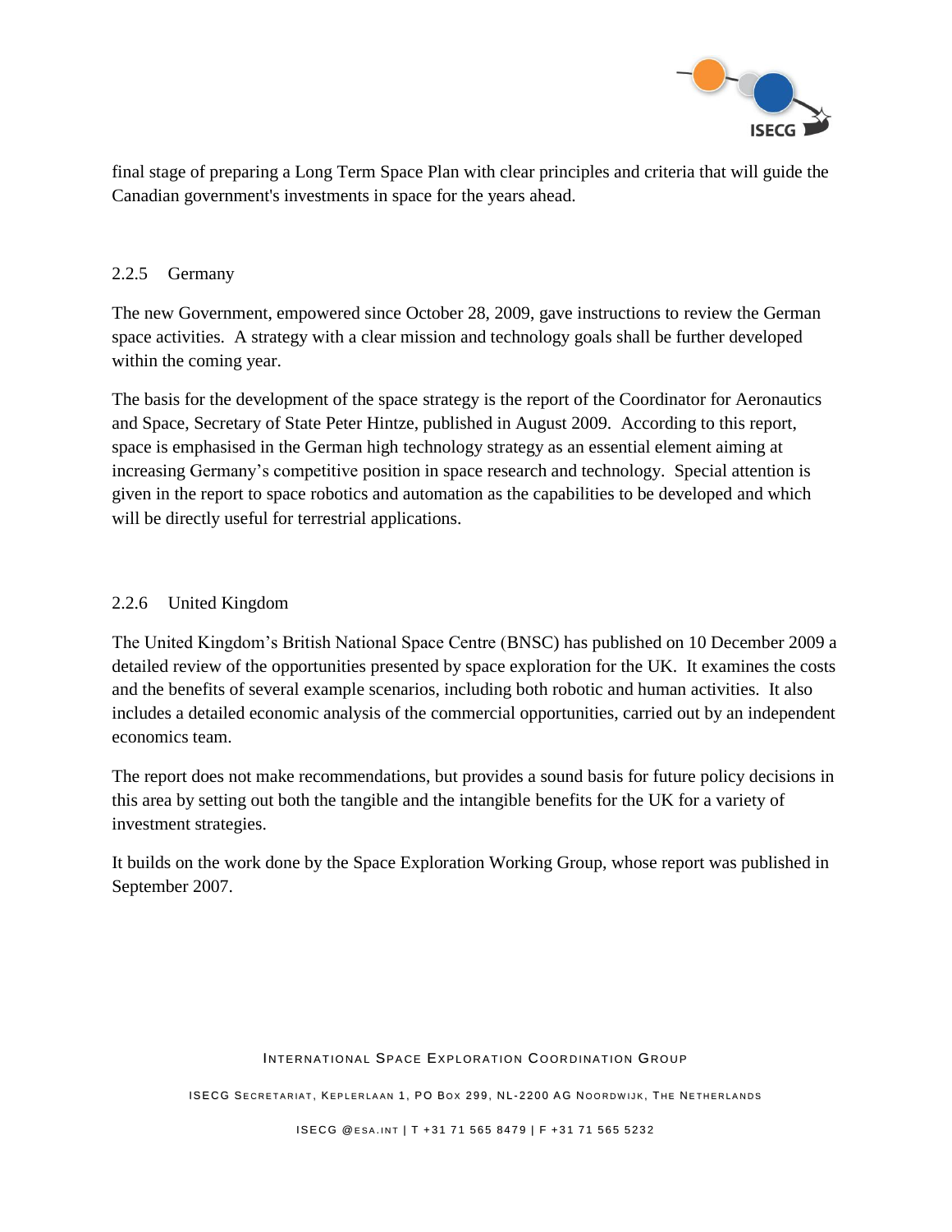final stage of preparing a Long Term Space Plan with clear principles and criteria that will guide the Canadian government's investments in space for the years ahead.

### 2.2.5 Germany

The new Government, empowered since October 28, 2009, gave instructions to review the German space activities. A strategy with a clear mission and technology goals shall be further developed within the coming year.

The basis for the development of the space strategy is the report of the Coordinator for Aeronautics and Space, Secretary of State Peter Hintze, published in August 2009. According to this report, space is emphasised in the German high technology strategy as an essential element aiming at increasing Germany's competitive position in space research and technology. Special attention is given in the report to space robotics and automation as the capabilities to be developed and which will be directly useful for terrestrial applications.

### 2.2.6 United Kingdom

The United Kingdom's British National Space Centre (BNSC) has published on 10 December 2009 a detailed review of the opportunities presented by space exploration for the UK. It examines the costs and the benefits of several example scenarios, including both robotic and human activities. It also includes a detailed economic analysis of the commercial opportunities, carried out by an independent economics team.

The report does not make recommendations, but provides a sound basis for future policy decisions in this area by setting out both the tangible and the intangible benefits for the UK for a variety of investment strategies.

It builds on the work done by the Space Exploration Working Group, whose report was published in September 2007.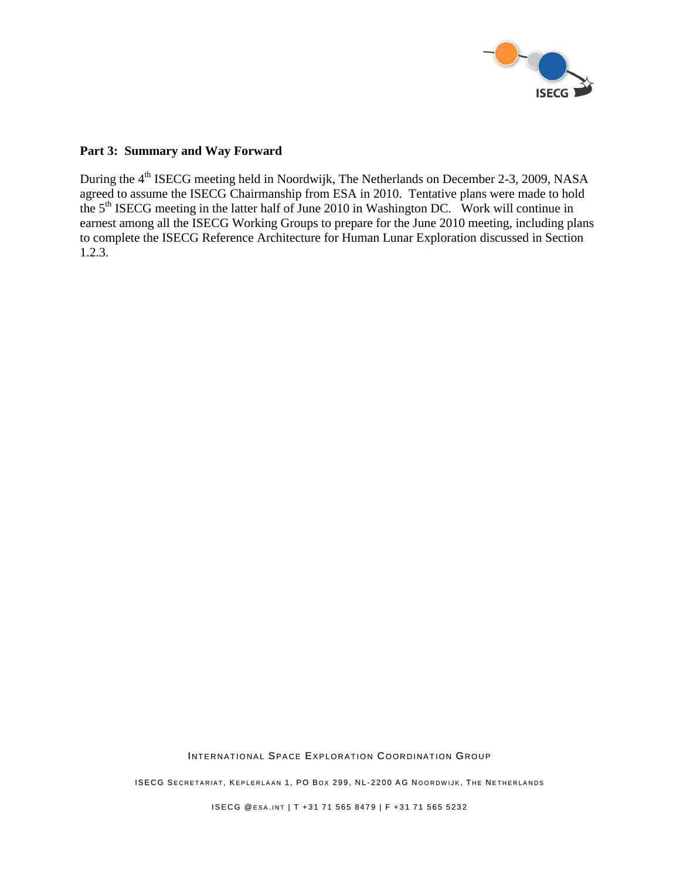**Part 3: Summary and Way Forward**

During the 4th ISECG meeting held in Noordwijk, The Netherlands on December 2-3, 2009, NASA agreed to assume the ISECG Chairmanship from ESA in 2010. Tentative plans were made to hold the 5th ISECG meeting in the latter half of June 2010 in Washington DC. Work will continue in earnest among all the ISECG Working Groups to prepare for the June 2010 meeting, including plans to complete the ISECG Reference Architecture for Human Lunar Exploration discussed in Section 1.2.3.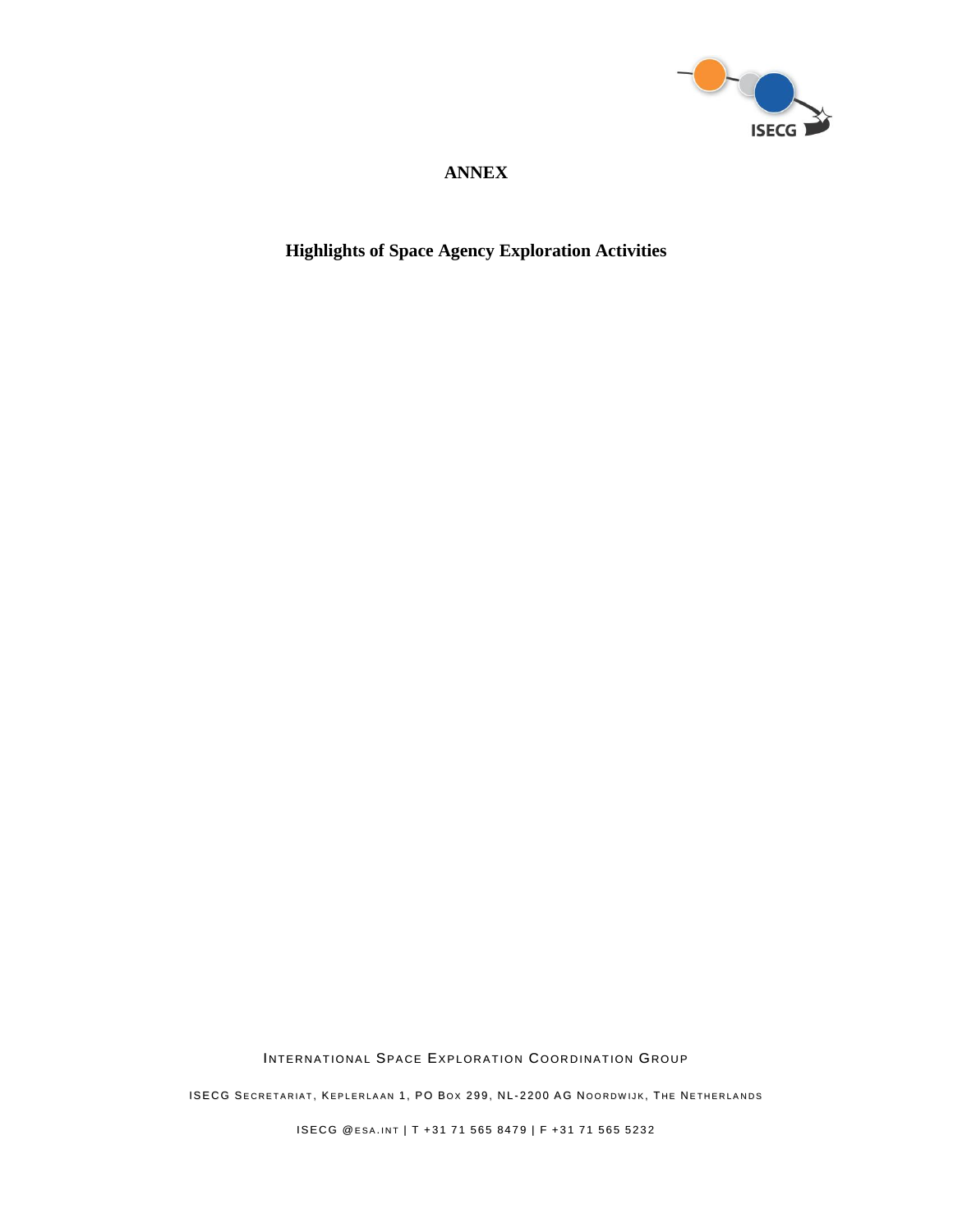# ANNEX

## Highlights of Space Agency Exploration Activities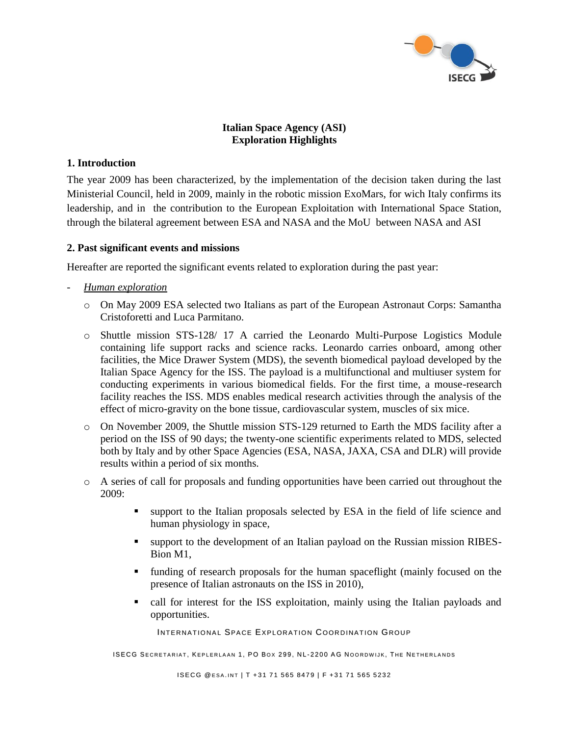**Italian Space Agency (ASI)**
**Exploration Highlights**

## 1. Introduction

The year 2009 has been characterized, by the implementation of the decision taken during the last Ministerial Council, held in 2009, mainly in the robotic mission ExoMars, for wich Italy confirms its leadership, and in the contribution to the European Exploitation with International Space Station, through the bilateral agreement between ESA and NASA and the MoU between NASA and ASI

## 2. Past significant events and missions

Hereafter are reported the significant events related to exploration during the past year:

- *Human exploration*
  - On May 2009 ESA selected two Italians as part of the European Astronaut Corps: Samantha Cristoforetti and Luca Parmitano.
  - Shuttle mission STS-128/ 17 A carried the Leonardo Multi-Purpose Logistics Module containing life support racks and science racks. Leonardo carries onboard, among other facilities, the Mice Drawer System (MDS), the seventh biomedical payload developed by the Italian Space Agency for the ISS. The payload is a multifunctional and multiuser system for conducting experiments in various biomedical fields. For the first time, a mouse-research facility reaches the ISS. MDS enables medical research activities through the analysis of the effect of micro-gravity on the bone tissue, cardiovascular system, muscles of six mice.
  - On November 2009, the Shuttle mission STS-129 returned to Earth the MDS facility after a period on the ISS of 90 days; the twenty-one scientific experiments related to MDS, selected both by Italy and by other Space Agencies (ESA, NASA, JAXA, CSA and DLR) will provide results within a period of six months.
  - A series of call for proposals and funding opportunities have been carried out throughout the 2009:
    - support to the Italian proposals selected by ESA in the field of life science and human physiology in space,
    - support to the development of an Italian payload on the Russian mission RIBES-Bion M1,
    - funding of research proposals for the human spaceflight (mainly focused on the presence of Italian astronauts on the ISS in 2010),
    - call for interest for the ISS exploitation, mainly using the Italian payloads and opportunities.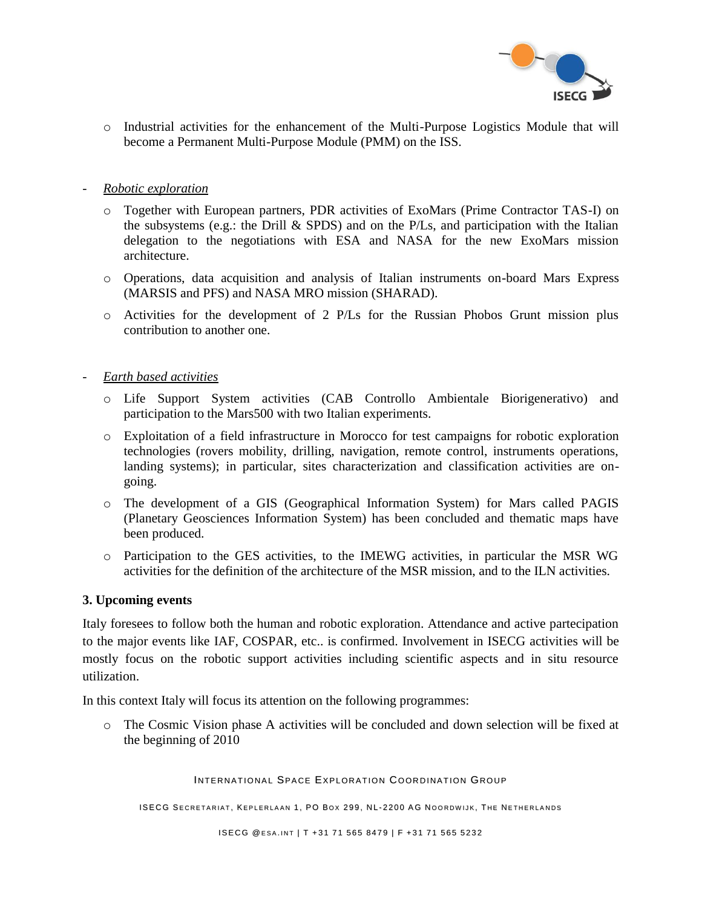- Industrial activities for the enhancement of the Multi-Purpose Logistics Module that will become a Permanent Multi-Purpose Module (PMM) on the ISS.

- *Robotic exploration*

  - Together with European partners, PDR activities of ExoMars (Prime Contractor TAS-I) on the subsystems (e.g.: the Drill & SPDS) and on the P/Ls, and participation with the Italian delegation to the negotiations with ESA and NASA for the new ExoMars mission architecture.
  - Operations, data acquisition and analysis of Italian instruments on-board Mars Express (MARSIS and PFS) and NASA MRO mission (SHARAD).
  - Activities for the development of 2 P/Ls for the Russian Phobos Grunt mission plus contribution to another one.

- *Earth based activities*

  - Life Support System activities (CAB Controllo Ambientale Biorigenerativo) and participation to the Mars500 with two Italian experiments.
  - Exploitation of a field infrastructure in Morocco for test campaigns for robotic exploration technologies (rovers mobility, drilling, navigation, remote control, instruments operations, landing systems); in particular, sites characterization and classification activities are on-going.
  - The development of a GIS (Geographical Information System) for Mars called PAGIS (Planetary Geosciences Information System) has been concluded and thematic maps have been produced.
  - Participation to the GES activities, to the IMEWG activities, in particular the MSR WG activities for the definition of the architecture of the MSR mission, and to the ILN activities.

**3. Upcoming events**

Italy foresees to follow both the human and robotic exploration. Attendance and active partecipation to the major events like IAF, COSPAR, etc.. is confirmed. Involvement in ISECG activities will be mostly focus on the robotic support activities including scientific aspects and in situ resource utilization.

In this context Italy will focus its attention on the following programmes:

- The Cosmic Vision phase A activities will be concluded and down selection will be fixed at the beginning of 2010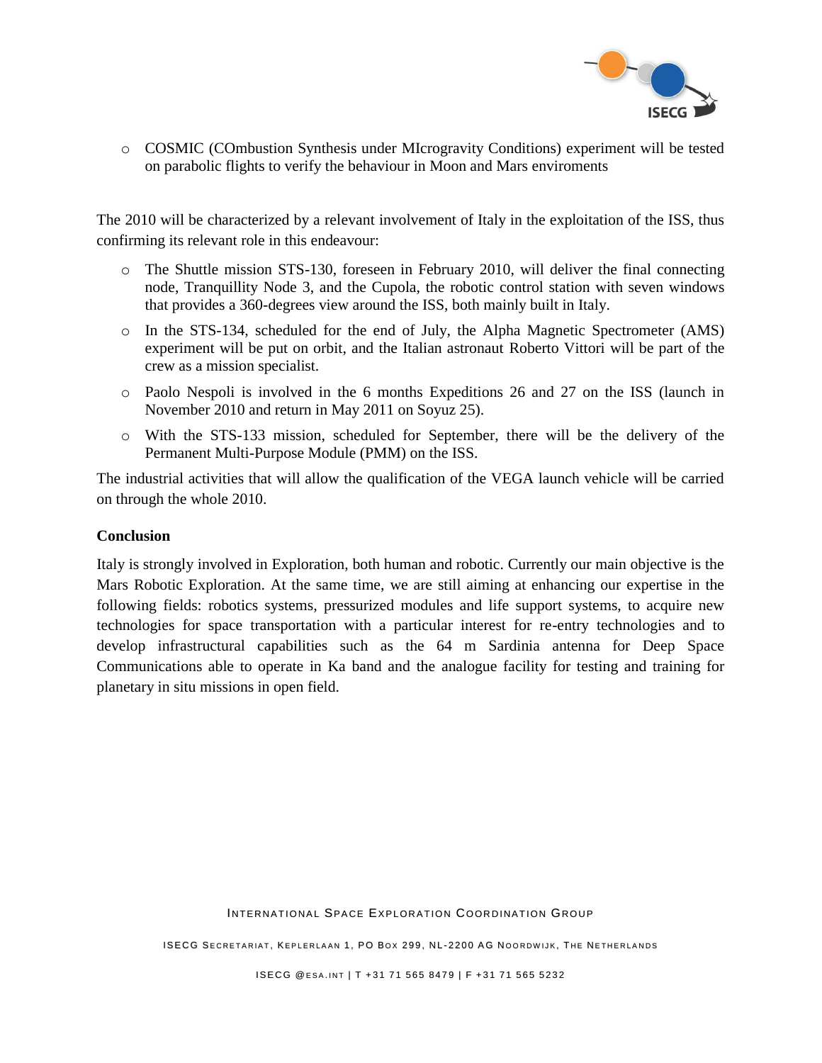- COSMIC (COmbustion Synthesis under MIcrogravity Conditions) experiment will be tested on parabolic flights to verify the behaviour in Moon and Mars enviroments

The 2010 will be characterized by a relevant involvement of Italy in the exploitation of the ISS, thus confirming its relevant role in this endeavour:

- The Shuttle mission STS-130, foreseen in February 2010, will deliver the final connecting node, Tranquillity Node 3, and the Cupola, the robotic control station with seven windows that provides a 360-degrees view around the ISS, both mainly built in Italy.
- In the STS-134, scheduled for the end of July, the Alpha Magnetic Spectrometer (AMS) experiment will be put on orbit, and the Italian astronaut Roberto Vittori will be part of the crew as a mission specialist.
- Paolo Nespoli is involved in the 6 months Expeditions 26 and 27 on the ISS (launch in November 2010 and return in May 2011 on Soyuz 25).
- With the STS-133 mission, scheduled for September, there will be the delivery of the Permanent Multi-Purpose Module (PMM) on the ISS.

The industrial activities that will allow the qualification of the VEGA launch vehicle will be carried on through the whole 2010.

**Conclusion**

Italy is strongly involved in Exploration, both human and robotic. Currently our main objective is the Mars Robotic Exploration. At the same time, we are still aiming at enhancing our expertise in the following fields: robotics systems, pressurized modules and life support systems, to acquire new technologies for space transportation with a particular interest for re-entry technologies and to develop infrastructural capabilities such as the 64 m Sardinia antenna for Deep Space Communications able to operate in Ka band and the analogue facility for testing and training for planetary in situ missions in open field.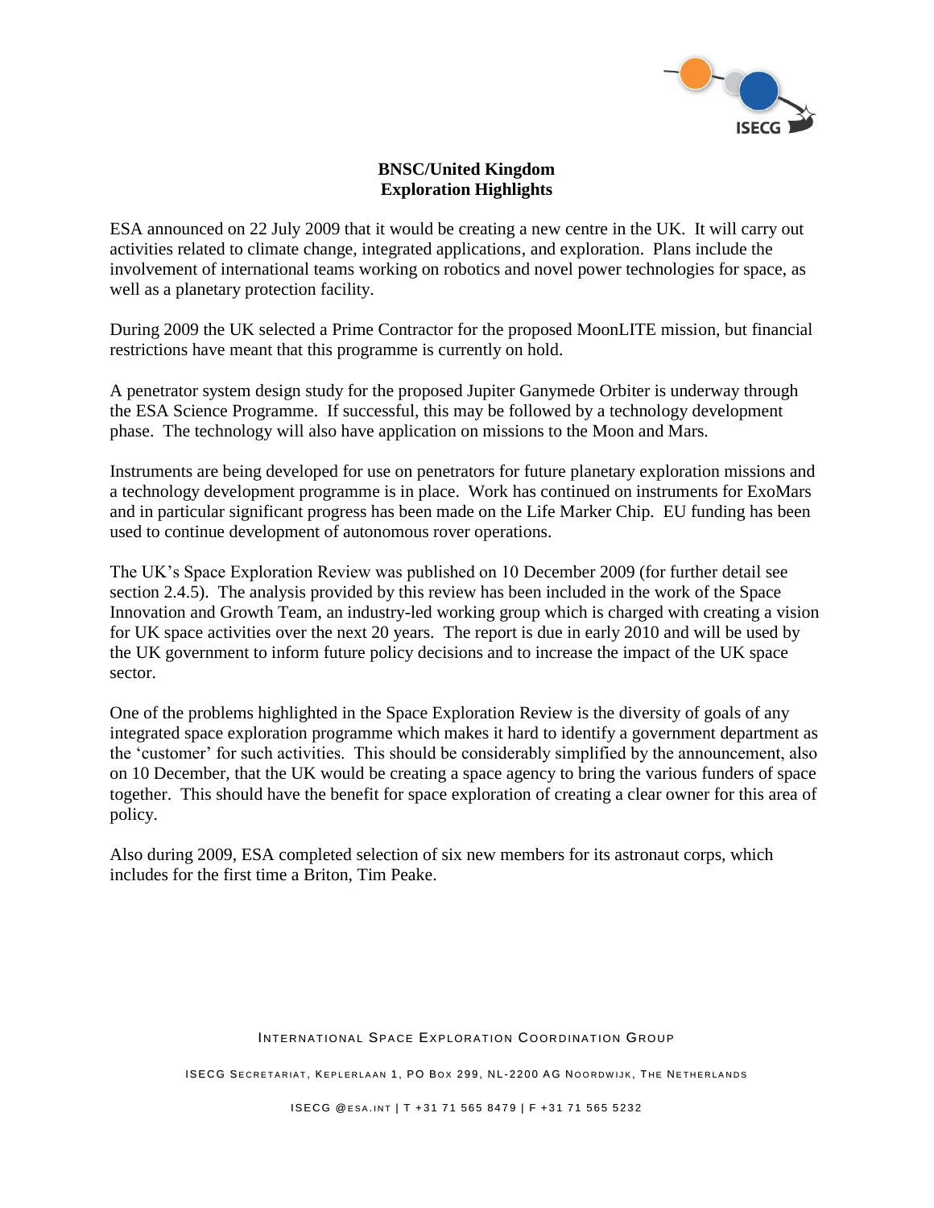**BNSC/United Kingdom**
**Exploration Highlights**

ESA announced on 22 July 2009 that it would be creating a new centre in the UK. It will carry out activities related to climate change, integrated applications, and exploration. Plans include the involvement of international teams working on robotics and novel power technologies for space, as well as a planetary protection facility.

During 2009 the UK selected a Prime Contractor for the proposed MoonLITE mission, but financial restrictions have meant that this programme is currently on hold.

A penetrator system design study for the proposed Jupiter Ganymede Orbiter is underway through the ESA Science Programme. If successful, this may be followed by a technology development phase. The technology will also have application on missions to the Moon and Mars.

Instruments are being developed for use on penetrators for future planetary exploration missions and a technology development programme is in place. Work has continued on instruments for ExoMars and in particular significant progress has been made on the Life Marker Chip. EU funding has been used to continue development of autonomous rover operations.

The UK's Space Exploration Review was published on 10 December 2009 (for further detail see section 2.4.5). The analysis provided by this review has been included in the work of the Space Innovation and Growth Team, an industry-led working group which is charged with creating a vision for UK space activities over the next 20 years. The report is due in early 2010 and will be used by the UK government to inform future policy decisions and to increase the impact of the UK space sector.

One of the problems highlighted in the Space Exploration Review is the diversity of goals of any integrated space exploration programme which makes it hard to identify a government department as the 'customer' for such activities. This should be considerably simplified by the announcement, also on 10 December, that the UK would be creating a space agency to bring the various funders of space together. This should have the benefit for space exploration of creating a clear owner for this area of policy.

Also during 2009, ESA completed selection of six new members for its astronaut corps, which includes for the first time a Briton, Tim Peake.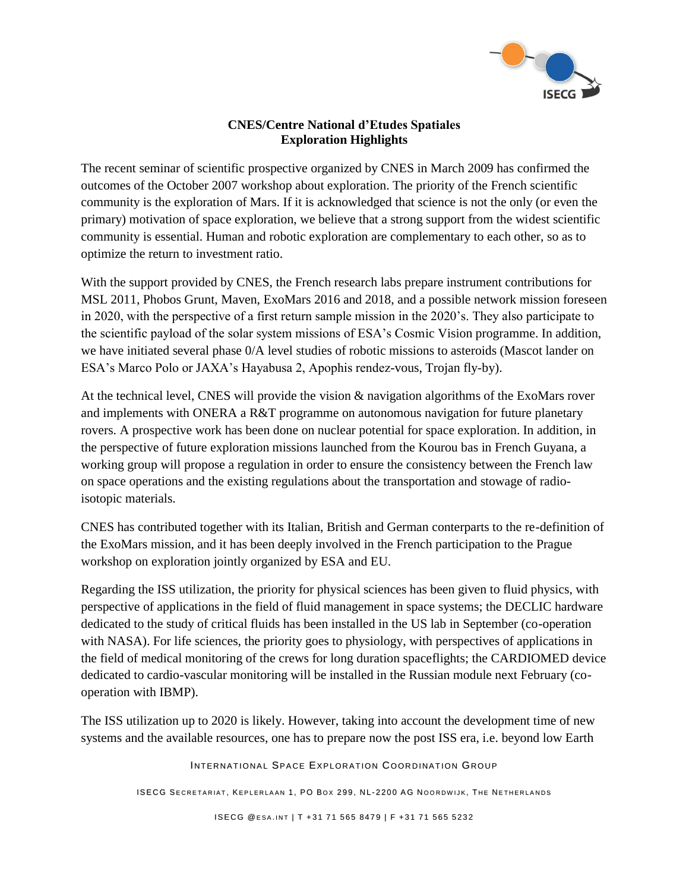**CNES/Centre National d'Etudes Spatiales**
**Exploration Highlights**

The recent seminar of scientific prospective organized by CNES in March 2009 has confirmed the outcomes of the October 2007 workshop about exploration. The priority of the French scientific community is the exploration of Mars. If it is acknowledged that science is not the only (or even the primary) motivation of space exploration, we believe that a strong support from the widest scientific community is essential. Human and robotic exploration are complementary to each other, so as to optimize the return to investment ratio.

With the support provided by CNES, the French research labs prepare instrument contributions for MSL 2011, Phobos Grunt, Maven, ExoMars 2016 and 2018, and a possible network mission foreseen in 2020, with the perspective of a first return sample mission in the 2020's. They also participate to the scientific payload of the solar system missions of ESA's Cosmic Vision programme. In addition, we have initiated several phase 0/A level studies of robotic missions to asteroids (Mascot lander on ESA's Marco Polo or JAXA's Hayabusa 2, Apophis rendez-vous, Trojan fly-by).

At the technical level, CNES will provide the vision & navigation algorithms of the ExoMars rover and implements with ONERA a R&T programme on autonomous navigation for future planetary rovers. A prospective work has been done on nuclear potential for space exploration. In addition, in the perspective of future exploration missions launched from the Kourou bas in French Guyana, a working group will propose a regulation in order to ensure the consistency between the French law on space operations and the existing regulations about the transportation and stowage of radio-isotopic materials.

CNES has contributed together with its Italian, British and German conterparts to the re-definition of the ExoMars mission, and it has been deeply involved in the French participation to the Prague workshop on exploration jointly organized by ESA and EU.

Regarding the ISS utilization, the priority for physical sciences has been given to fluid physics, with perspective of applications in the field of fluid management in space systems; the DECLIC hardware dedicated to the study of critical fluids has been installed in the US lab in September (co-operation with NASA). For life sciences, the priority goes to physiology, with perspectives of applications in the field of medical monitoring of the crews for long duration spaceflights; the CARDIOMED device dedicated to cardio-vascular monitoring will be installed in the Russian module next February (co-operation with IBMP).

The ISS utilization up to 2020 is likely. However, taking into account the development time of new systems and the available resources, one has to prepare now the post ISS era, i.e. beyond low Earth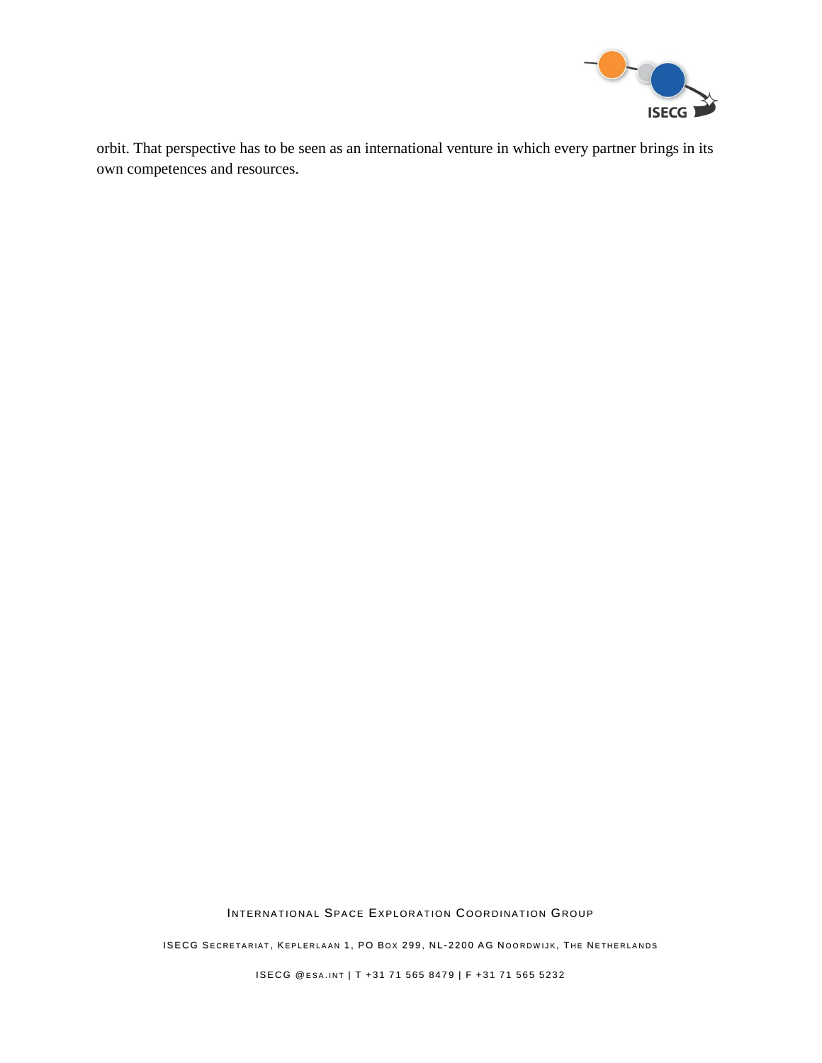orbit. That perspective has to be seen as an international venture in which every partner brings in its own competences and resources.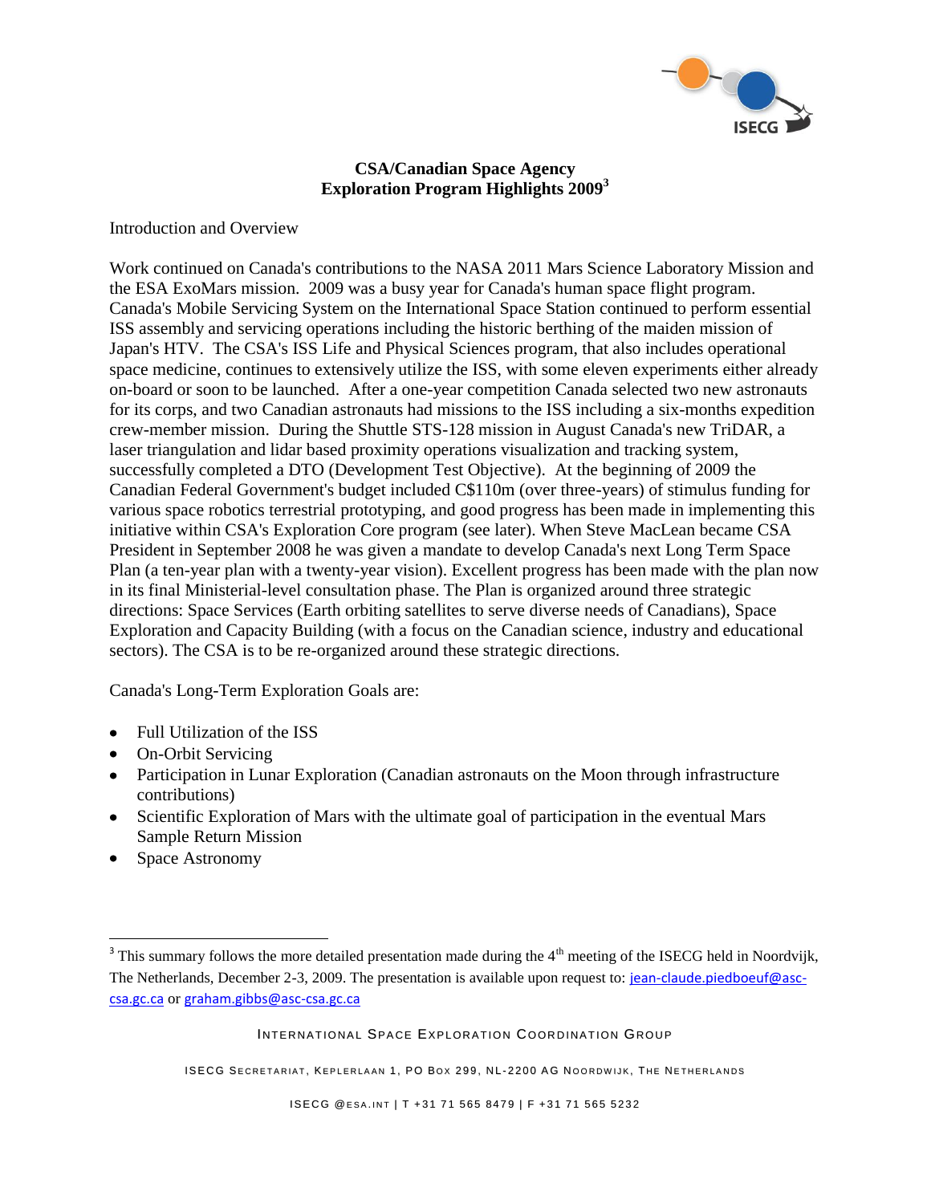**CSA/Canadian Space Agency**
**Exploration Program Highlights 2009**[3]

Introduction and Overview

Work continued on Canada's contributions to the NASA 2011 Mars Science Laboratory Mission and the ESA ExoMars mission. 2009 was a busy year for Canada's human space flight program. Canada's Mobile Servicing System on the International Space Station continued to perform essential ISS assembly and servicing operations including the historic berthing of the maiden mission of Japan's HTV. The CSA's ISS Life and Physical Sciences program, that also includes operational space medicine, continues to extensively utilize the ISS, with some eleven experiments either already on-board or soon to be launched. After a one-year competition Canada selected two new astronauts for its corps, and two Canadian astronauts had missions to the ISS including a six-months expedition crew-member mission. During the Shuttle STS-128 mission in August Canada's new TriDAR, a laser triangulation and lidar based proximity operations visualization and tracking system, successfully completed a DTO (Development Test Objective). At the beginning of 2009 the Canadian Federal Government's budget included C$110m (over three-years) of stimulus funding for various space robotics terrestrial prototyping, and good progress has been made in implementing this initiative within CSA's Exploration Core program (see later). When Steve MacLean became CSA President in September 2008 he was given a mandate to develop Canada's next Long Term Space Plan (a ten-year plan with a twenty-year vision). Excellent progress has been made with the plan now in its final Ministerial-level consultation phase. The Plan is organized around three strategic directions: Space Services (Earth orbiting satellites to serve diverse needs of Canadians), Space Exploration and Capacity Building (with a focus on the Canadian science, industry and educational sectors). The CSA is to be re-organized around these strategic directions.

Canada's Long-Term Exploration Goals are:

- Full Utilization of the ISS
- On-Orbit Servicing
- Participation in Lunar Exploration (Canadian astronauts on the Moon through infrastructure contributions)
- Scientific Exploration of Mars with the ultimate goal of participation in the eventual Mars Sample Return Mission
- Space Astronomy

[3] This summary follows the more detailed presentation made during the 4th meeting of the ISECG held in Noordvijk, The Netherlands, December 2-3, 2009. The presentation is available upon request to: jean-claude.piedboeuf@asc-csa.gc.ca or graham.gibbs@asc-csa.gc.ca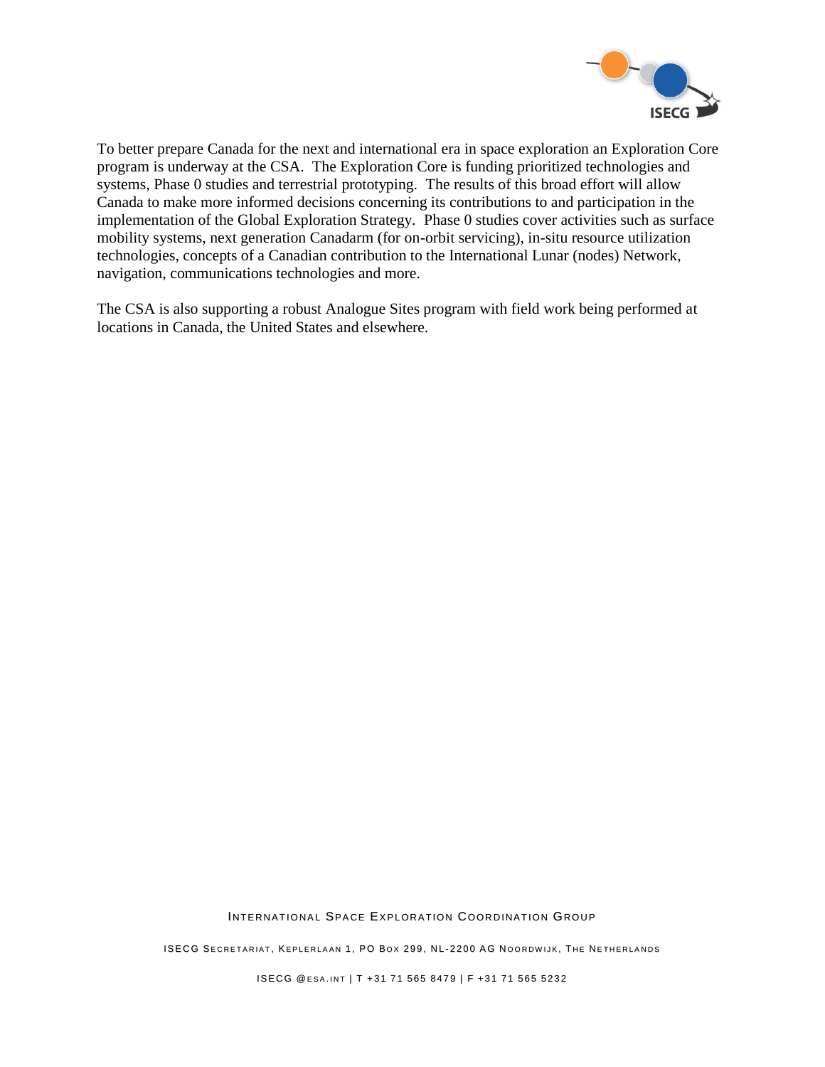To better prepare Canada for the next and international era in space exploration an Exploration Core program is underway at the CSA. The Exploration Core is funding prioritized technologies and systems, Phase 0 studies and terrestrial prototyping. The results of this broad effort will allow Canada to make more informed decisions concerning its contributions to and participation in the implementation of the Global Exploration Strategy. Phase 0 studies cover activities such as surface mobility systems, next generation Canadarm (for on-orbit servicing), in-situ resource utilization technologies, concepts of a Canadian contribution to the International Lunar (nodes) Network, navigation, communications technologies and more.

The CSA is also supporting a robust Analogue Sites program with field work being performed at locations in Canada, the United States and elsewhere.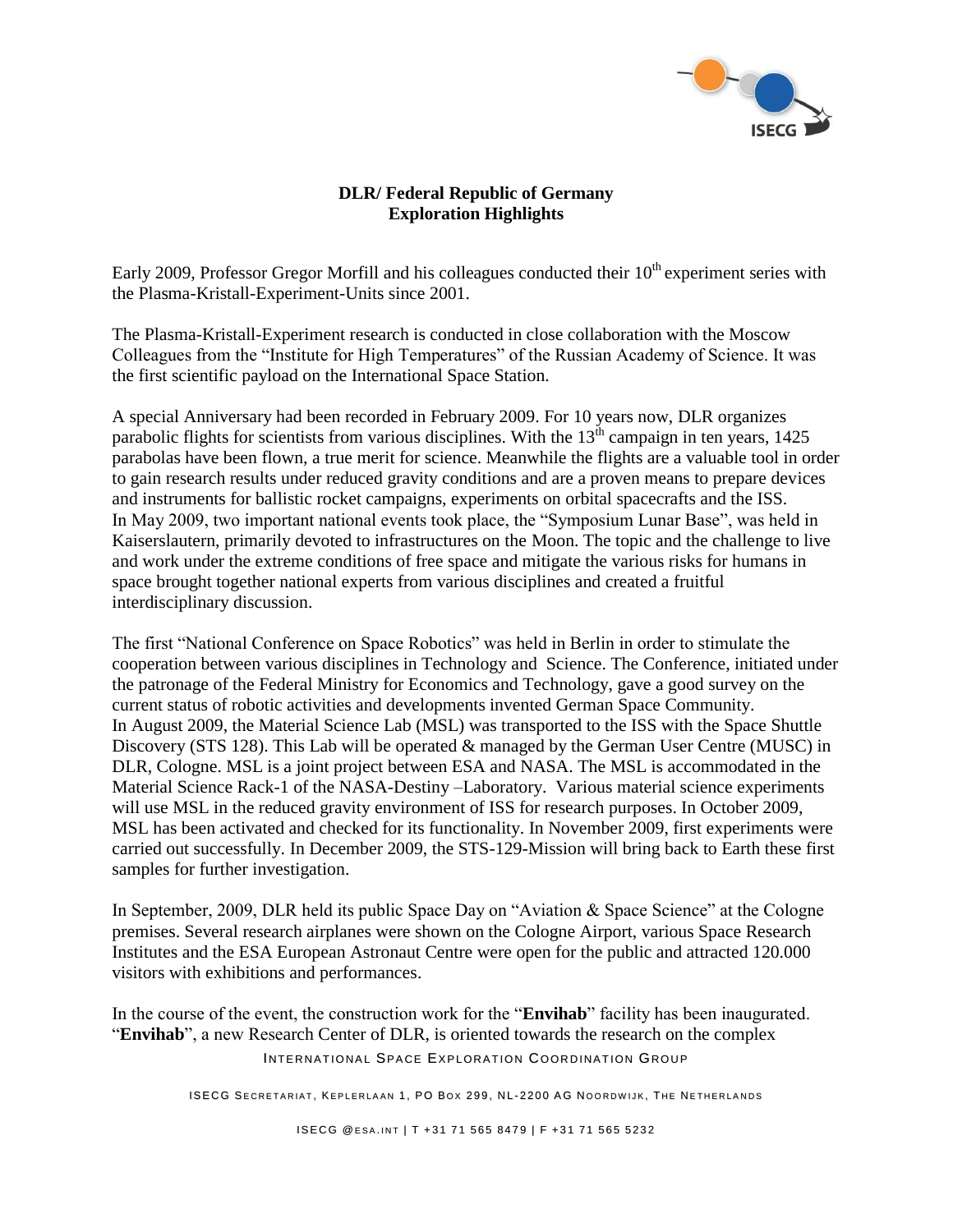**DLR/ Federal Republic of Germany**
**Exploration Highlights**

Early 2009, Professor Gregor Morfill and his colleagues conducted their 10th experiment series with the Plasma-Kristall-Experiment-Units since 2001.

The Plasma-Kristall-Experiment research is conducted in close collaboration with the Moscow Colleagues from the "Institute for High Temperatures" of the Russian Academy of Science. It was the first scientific payload on the International Space Station.

A special Anniversary had been recorded in February 2009. For 10 years now, DLR organizes parabolic flights for scientists from various disciplines. With the 13th campaign in ten years, 1425 parabolas have been flown, a true merit for science. Meanwhile the flights are a valuable tool in order to gain research results under reduced gravity conditions and are a proven means to prepare devices and instruments for ballistic rocket campaigns, experiments on orbital spacecrafts and the ISS.
In May 2009, two important national events took place, the "Symposium Lunar Base", was held in Kaiserslautern, primarily devoted to infrastructures on the Moon. The topic and the challenge to live and work under the extreme conditions of free space and mitigate the various risks for humans in space brought together national experts from various disciplines and created a fruitful interdisciplinary discussion.

The first "National Conference on Space Robotics" was held in Berlin in order to stimulate the cooperation between various disciplines in Technology and Science. The Conference, initiated under the patronage of the Federal Ministry for Economics and Technology, gave a good survey on the current status of robotic activities and developments invented German Space Community.
In August 2009, the Material Science Lab (MSL) was transported to the ISS with the Space Shuttle Discovery (STS 128). This Lab will be operated & managed by the German User Centre (MUSC) in DLR, Cologne. MSL is a joint project between ESA and NASA. The MSL is accommodated in the Material Science Rack-1 of the NASA-Destiny –Laboratory. Various material science experiments will use MSL in the reduced gravity environment of ISS for research purposes. In October 2009, MSL has been activated and checked for its functionality. In November 2009, first experiments were carried out successfully. In December 2009, the STS-129-Mission will bring back to Earth these first samples for further investigation.

In September, 2009, DLR held its public Space Day on "Aviation & Space Science" at the Cologne premises. Several research airplanes were shown on the Cologne Airport, various Space Research Institutes and the ESA European Astronaut Centre were open for the public and attracted 120.000 visitors with exhibitions and performances.

In the course of the event, the construction work for the "**Envihab**" facility has been inaugurated. "**Envihab**", a new Research Center of DLR, is oriented towards the research on the complex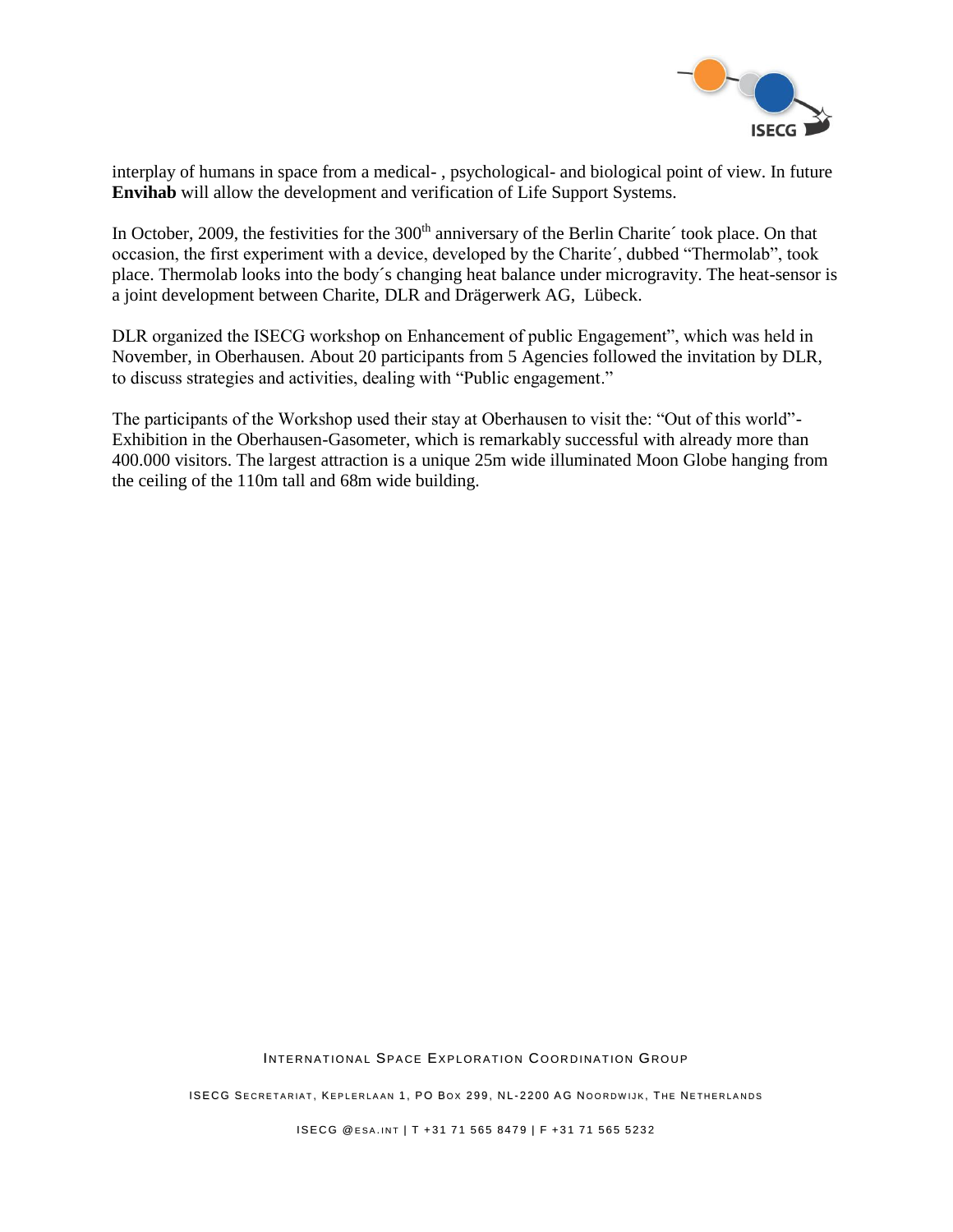interplay of humans in space from a medical- , psychological- and biological point of view. In future **Envihab** will allow the development and verification of Life Support Systems.

In October, 2009, the festivities for the 300th anniversary of the Berlin Charite´ took place. On that occasion, the first experiment with a device, developed by the Charite´, dubbed "Thermolab", took place. Thermolab looks into the body´s changing heat balance under microgravity. The heat-sensor is a joint development between Charite, DLR and Drägerwerk AG, Lübeck.

DLR organized the ISECG workshop on Enhancement of public Engagement", which was held in November, in Oberhausen. About 20 participants from 5 Agencies followed the invitation by DLR, to discuss strategies and activities, dealing with "Public engagement."

The participants of the Workshop used their stay at Oberhausen to visit the: "Out of this world"-Exhibition in the Oberhausen-Gasometer, which is remarkably successful with already more than 400.000 visitors. The largest attraction is a unique 25m wide illuminated Moon Globe hanging from the ceiling of the 110m tall and 68m wide building.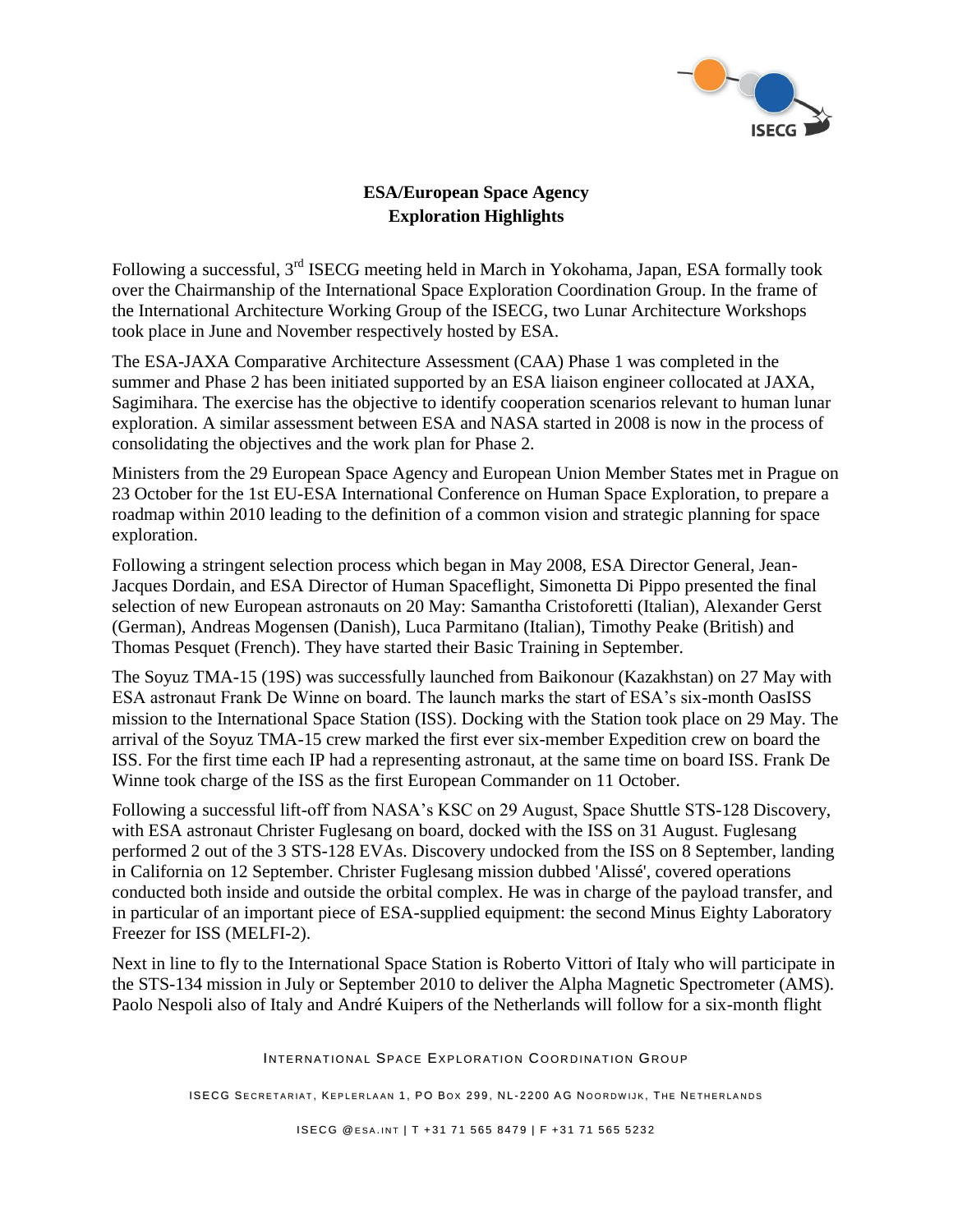## ESA/European Space Agency
## Exploration Highlights

Following a successful, 3rd ISECG meeting held in March in Yokohama, Japan, ESA formally took over the Chairmanship of the International Space Exploration Coordination Group. In the frame of the International Architecture Working Group of the ISECG, two Lunar Architecture Workshops took place in June and November respectively hosted by ESA.

The ESA-JAXA Comparative Architecture Assessment (CAA) Phase 1 was completed in the summer and Phase 2 has been initiated supported by an ESA liaison engineer collocated at JAXA, Sagimihara. The exercise has the objective to identify cooperation scenarios relevant to human lunar exploration. A similar assessment between ESA and NASA started in 2008 is now in the process of consolidating the objectives and the work plan for Phase 2.

Ministers from the 29 European Space Agency and European Union Member States met in Prague on 23 October for the 1st EU-ESA International Conference on Human Space Exploration, to prepare a roadmap within 2010 leading to the definition of a common vision and strategic planning for space exploration.

Following a stringent selection process which began in May 2008, ESA Director General, Jean-Jacques Dordain, and ESA Director of Human Spaceflight, Simonetta Di Pippo presented the final selection of new European astronauts on 20 May: Samantha Cristoforetti (Italian), Alexander Gerst (German), Andreas Mogensen (Danish), Luca Parmitano (Italian), Timothy Peake (British) and Thomas Pesquet (French). They have started their Basic Training in September.

The Soyuz TMA-15 (19S) was successfully launched from Baikonour (Kazakhstan) on 27 May with ESA astronaut Frank De Winne on board. The launch marks the start of ESA's six-month OasISS mission to the International Space Station (ISS). Docking with the Station took place on 29 May. The arrival of the Soyuz TMA-15 crew marked the first ever six-member Expedition crew on board the ISS. For the first time each IP had a representing astronaut, at the same time on board ISS. Frank De Winne took charge of the ISS as the first European Commander on 11 October.

Following a successful lift-off from NASA's KSC on 29 August, Space Shuttle STS-128 Discovery, with ESA astronaut Christer Fuglesang on board, docked with the ISS on 31 August. Fuglesang performed 2 out of the 3 STS-128 EVAs. Discovery undocked from the ISS on 8 September, landing in California on 12 September. Christer Fuglesang mission dubbed 'Alissé', covered operations conducted both inside and outside the orbital complex. He was in charge of the payload transfer, and in particular of an important piece of ESA-supplied equipment: the second Minus Eighty Laboratory Freezer for ISS (MELFI-2).

Next in line to fly to the International Space Station is Roberto Vittori of Italy who will participate in the STS-134 mission in July or September 2010 to deliver the Alpha Magnetic Spectrometer (AMS). Paolo Nespoli also of Italy and André Kuipers of the Netherlands will follow for a six-month flight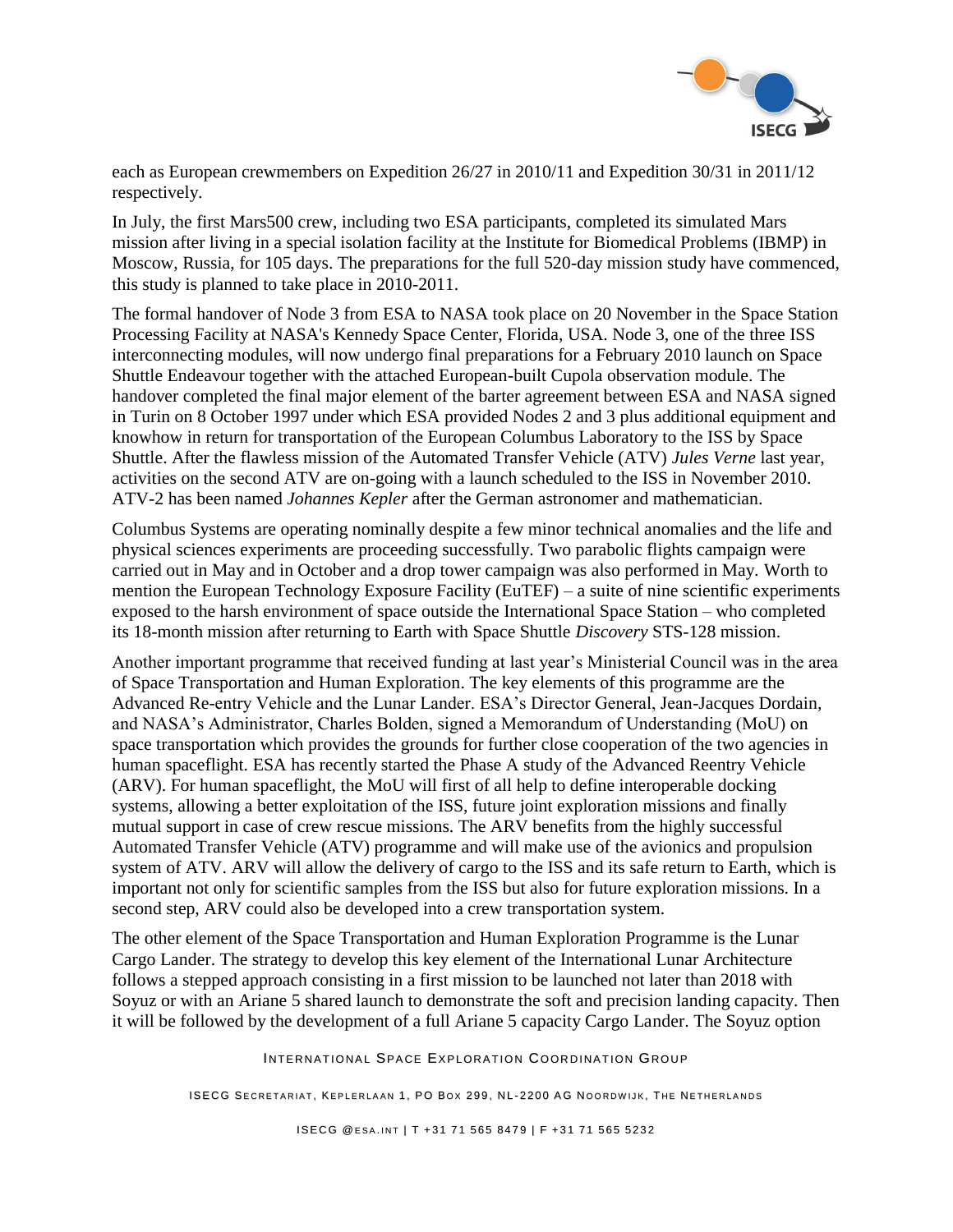each as European crewmembers on Expedition 26/27 in 2010/11 and Expedition 30/31 in 2011/12 respectively.

In July, the first Mars500 crew, including two ESA participants, completed its simulated Mars mission after living in a special isolation facility at the Institute for Biomedical Problems (IBMP) in Moscow, Russia, for 105 days. The preparations for the full 520-day mission study have commenced, this study is planned to take place in 2010-2011.

The formal handover of Node 3 from ESA to NASA took place on 20 November in the Space Station Processing Facility at NASA's Kennedy Space Center, Florida, USA. Node 3, one of the three ISS interconnecting modules, will now undergo final preparations for a February 2010 launch on Space Shuttle Endeavour together with the attached European-built Cupola observation module. The handover completed the final major element of the barter agreement between ESA and NASA signed in Turin on 8 October 1997 under which ESA provided Nodes 2 and 3 plus additional equipment and knowhow in return for transportation of the European Columbus Laboratory to the ISS by Space Shuttle. After the flawless mission of the Automated Transfer Vehicle (ATV) *Jules Verne* last year, activities on the second ATV are on-going with a launch scheduled to the ISS in November 2010. ATV-2 has been named *Johannes Kepler* after the German astronomer and mathematician.

Columbus Systems are operating nominally despite a few minor technical anomalies and the life and physical sciences experiments are proceeding successfully. Two parabolic flights campaign were carried out in May and in October and a drop tower campaign was also performed in May. Worth to mention the European Technology Exposure Facility (EuTEF) – a suite of nine scientific experiments exposed to the harsh environment of space outside the International Space Station – who completed its 18-month mission after returning to Earth with Space Shuttle *Discovery* STS-128 mission.

Another important programme that received funding at last year's Ministerial Council was in the area of Space Transportation and Human Exploration. The key elements of this programme are the Advanced Re-entry Vehicle and the Lunar Lander. ESA's Director General, Jean-Jacques Dordain, and NASA's Administrator, Charles Bolden, signed a Memorandum of Understanding (MoU) on space transportation which provides the grounds for further close cooperation of the two agencies in human spaceflight. ESA has recently started the Phase A study of the Advanced Reentry Vehicle (ARV). For human spaceflight, the MoU will first of all help to define interoperable docking systems, allowing a better exploitation of the ISS, future joint exploration missions and finally mutual support in case of crew rescue missions. The ARV benefits from the highly successful Automated Transfer Vehicle (ATV) programme and will make use of the avionics and propulsion system of ATV. ARV will allow the delivery of cargo to the ISS and its safe return to Earth, which is important not only for scientific samples from the ISS but also for future exploration missions. In a second step, ARV could also be developed into a crew transportation system.

The other element of the Space Transportation and Human Exploration Programme is the Lunar Cargo Lander. The strategy to develop this key element of the International Lunar Architecture follows a stepped approach consisting in a first mission to be launched not later than 2018 with Soyuz or with an Ariane 5 shared launch to demonstrate the soft and precision landing capacity. Then it will be followed by the development of a full Ariane 5 capacity Cargo Lander. The Soyuz option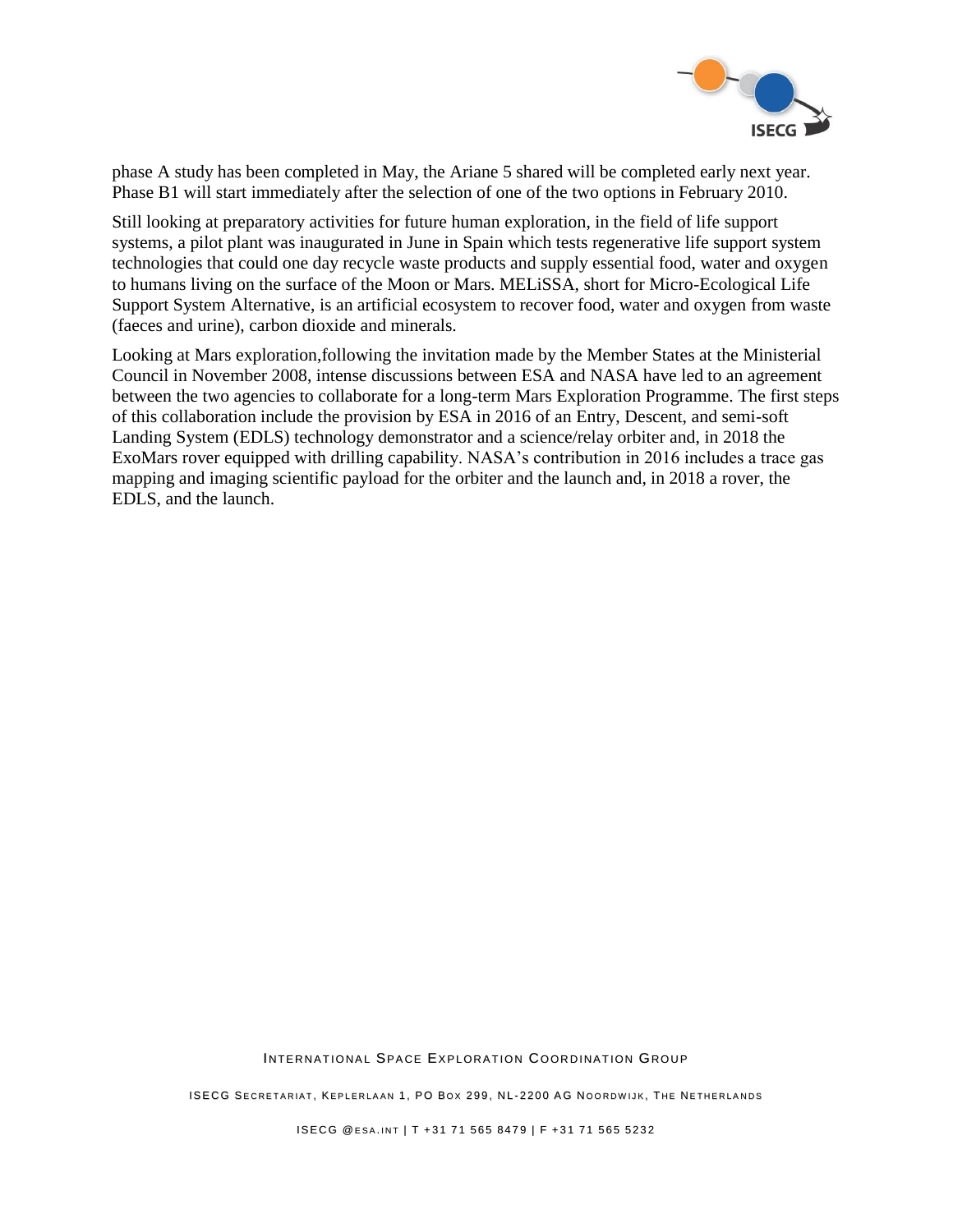phase A study has been completed in May, the Ariane 5 shared will be completed early next year. Phase B1 will start immediately after the selection of one of the two options in February 2010.

Still looking at preparatory activities for future human exploration, in the field of life support systems, a pilot plant was inaugurated in June in Spain which tests regenerative life support system technologies that could one day recycle waste products and supply essential food, water and oxygen to humans living on the surface of the Moon or Mars. MELiSSA, short for Micro-Ecological Life Support System Alternative, is an artificial ecosystem to recover food, water and oxygen from waste (faeces and urine), carbon dioxide and minerals.

Looking at Mars exploration,following the invitation made by the Member States at the Ministerial Council in November 2008, intense discussions between ESA and NASA have led to an agreement between the two agencies to collaborate for a long-term Mars Exploration Programme. The first steps of this collaboration include the provision by ESA in 2016 of an Entry, Descent, and semi-soft Landing System (EDLS) technology demonstrator and a science/relay orbiter and, in 2018 the ExoMars rover equipped with drilling capability. NASA's contribution in 2016 includes a trace gas mapping and imaging scientific payload for the orbiter and the launch and, in 2018 a rover, the EDLS, and the launch.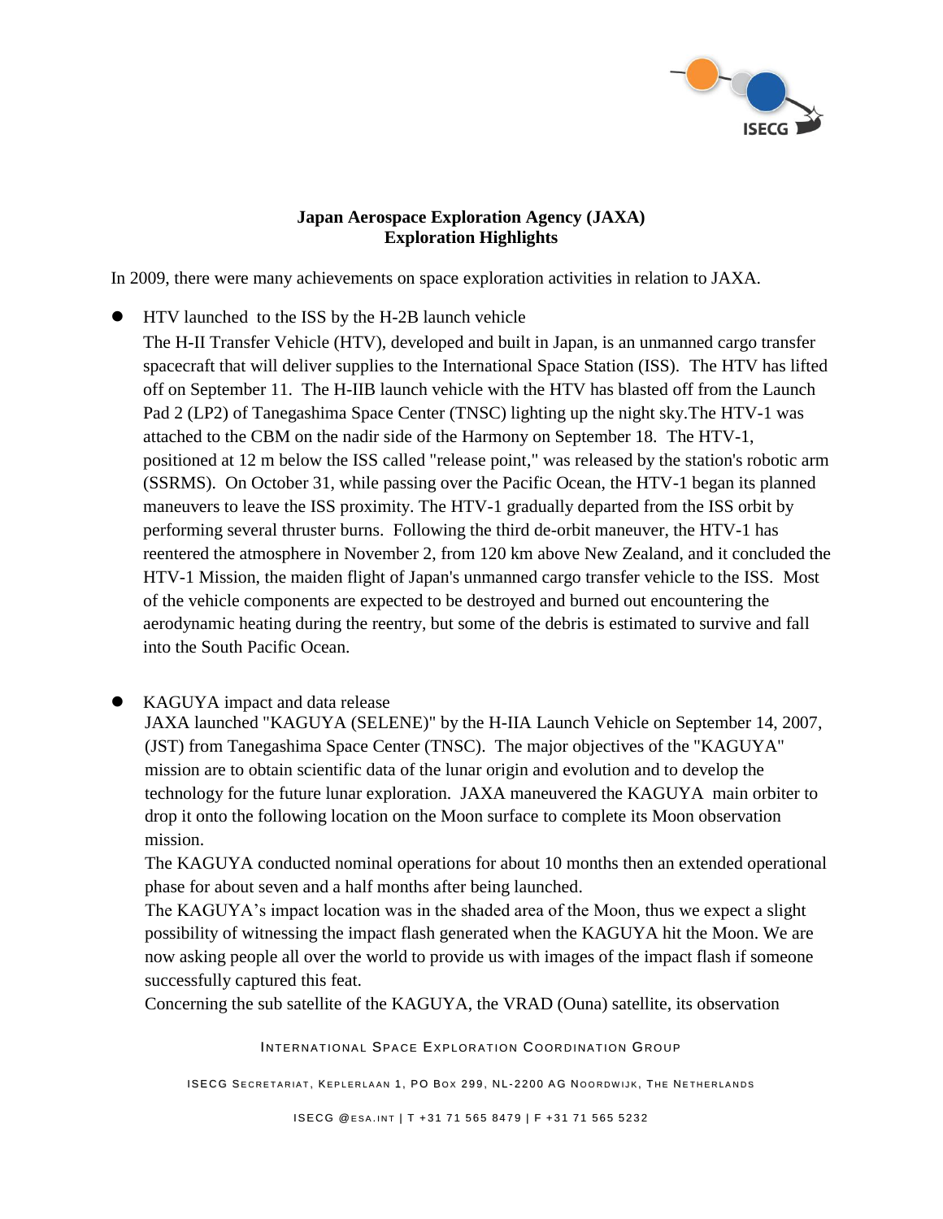**Japan Aerospace Exploration Agency (JAXA)**
**Exploration Highlights**

In 2009, there were many achievements on space exploration activities in relation to JAXA.

- HTV launched to the ISS by the H-2B launch vehicle

  The H-II Transfer Vehicle (HTV), developed and built in Japan, is an unmanned cargo transfer spacecraft that will deliver supplies to the International Space Station (ISS). The HTV has lifted off on September 11. The H-IIB launch vehicle with the HTV has blasted off from the Launch Pad 2 (LP2) of Tanegashima Space Center (TNSC) lighting up the night sky.The HTV-1 was attached to the CBM on the nadir side of the Harmony on September 18. The HTV-1, positioned at 12 m below the ISS called "release point," was released by the station's robotic arm (SSRMS). On October 31, while passing over the Pacific Ocean, the HTV-1 began its planned maneuvers to leave the ISS proximity. The HTV-1 gradually departed from the ISS orbit by performing several thruster burns. Following the third de-orbit maneuver, the HTV-1 has reentered the atmosphere in November 2, from 120 km above New Zealand, and it concluded the HTV-1 Mission, the maiden flight of Japan's unmanned cargo transfer vehicle to the ISS. Most of the vehicle components are expected to be destroyed and burned out encountering the aerodynamic heating during the reentry, but some of the debris is estimated to survive and fall into the South Pacific Ocean.

- KAGUYA impact and data release

  JAXA launched "KAGUYA (SELENE)" by the H-IIA Launch Vehicle on September 14, 2007, (JST) from Tanegashima Space Center (TNSC). The major objectives of the "KAGUYA" mission are to obtain scientific data of the lunar origin and evolution and to develop the technology for the future lunar exploration. JAXA maneuvered the KAGUYA main orbiter to drop it onto the following location on the Moon surface to complete its Moon observation mission.

  The KAGUYA conducted nominal operations for about 10 months then an extended operational phase for about seven and a half months after being launched.

  The KAGUYA's impact location was in the shaded area of the Moon, thus we expect a slight possibility of witnessing the impact flash generated when the KAGUYA hit the Moon. We are now asking people all over the world to provide us with images of the impact flash if someone successfully captured this feat.

  Concerning the sub satellite of the KAGUYA, the VRAD (Ouna) satellite, its observation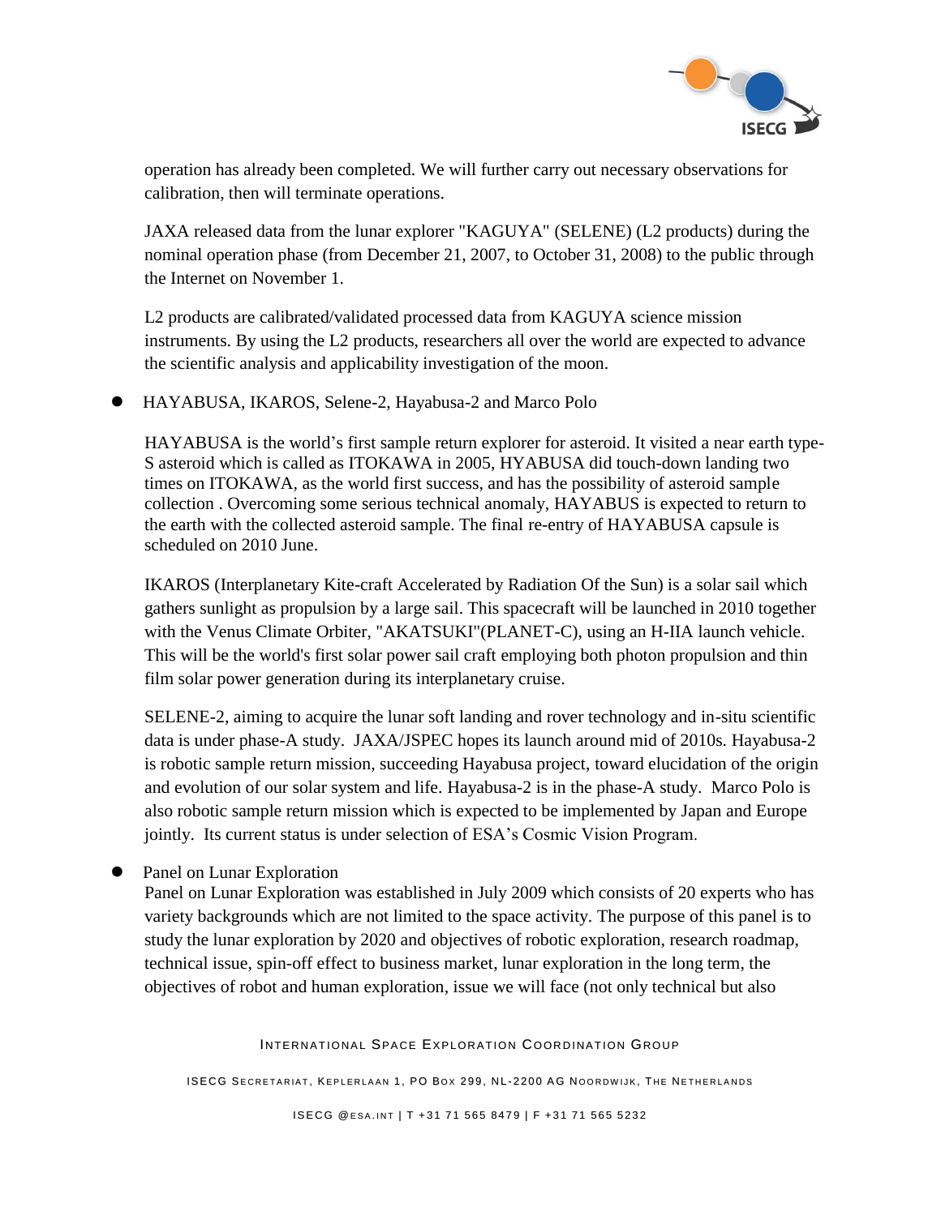operation has already been completed. We will further carry out necessary observations for calibration, then will terminate operations.

JAXA released data from the lunar explorer "KAGUYA" (SELENE) (L2 products) during the nominal operation phase (from December 21, 2007, to October 31, 2008) to the public through the Internet on November 1.

L2 products are calibrated/validated processed data from KAGUYA science mission instruments. By using the L2 products, researchers all over the world are expected to advance the scientific analysis and applicability investigation of the moon.

- HAYABUSA, IKAROS, Selene-2, Hayabusa-2 and Marco Polo

  HAYABUSA is the world's first sample return explorer for asteroid. It visited a near earth type-S asteroid which is called as ITOKAWA in 2005, HYABUSA did touch-down landing two times on ITOKAWA, as the world first success, and has the possibility of asteroid sample collection . Overcoming some serious technical anomaly, HAYABUS is expected to return to the earth with the collected asteroid sample. The final re-entry of HAYABUSA capsule is scheduled on 2010 June.

  IKAROS (Interplanetary Kite-craft Accelerated by Radiation Of the Sun) is a solar sail which gathers sunlight as propulsion by a large sail. This spacecraft will be launched in 2010 together with the Venus Climate Orbiter, "AKATSUKI"(PLANET-C), using an H-IIA launch vehicle. This will be the world's first solar power sail craft employing both photon propulsion and thin film solar power generation during its interplanetary cruise.

  SELENE-2, aiming to acquire the lunar soft landing and rover technology and in-situ scientific data is under phase-A study. JAXA/JSPEC hopes its launch around mid of 2010s. Hayabusa-2 is robotic sample return mission, succeeding Hayabusa project, toward elucidation of the origin and evolution of our solar system and life. Hayabusa-2 is in the phase-A study. Marco Polo is also robotic sample return mission which is expected to be implemented by Japan and Europe jointly. Its current status is under selection of ESA's Cosmic Vision Program.

- Panel on Lunar Exploration
  Panel on Lunar Exploration was established in July 2009 which consists of 20 experts who has variety backgrounds which are not limited to the space activity. The purpose of this panel is to study the lunar exploration by 2020 and objectives of robotic exploration, research roadmap, technical issue, spin-off effect to business market, lunar exploration in the long term, the objectives of robot and human exploration, issue we will face (not only technical but also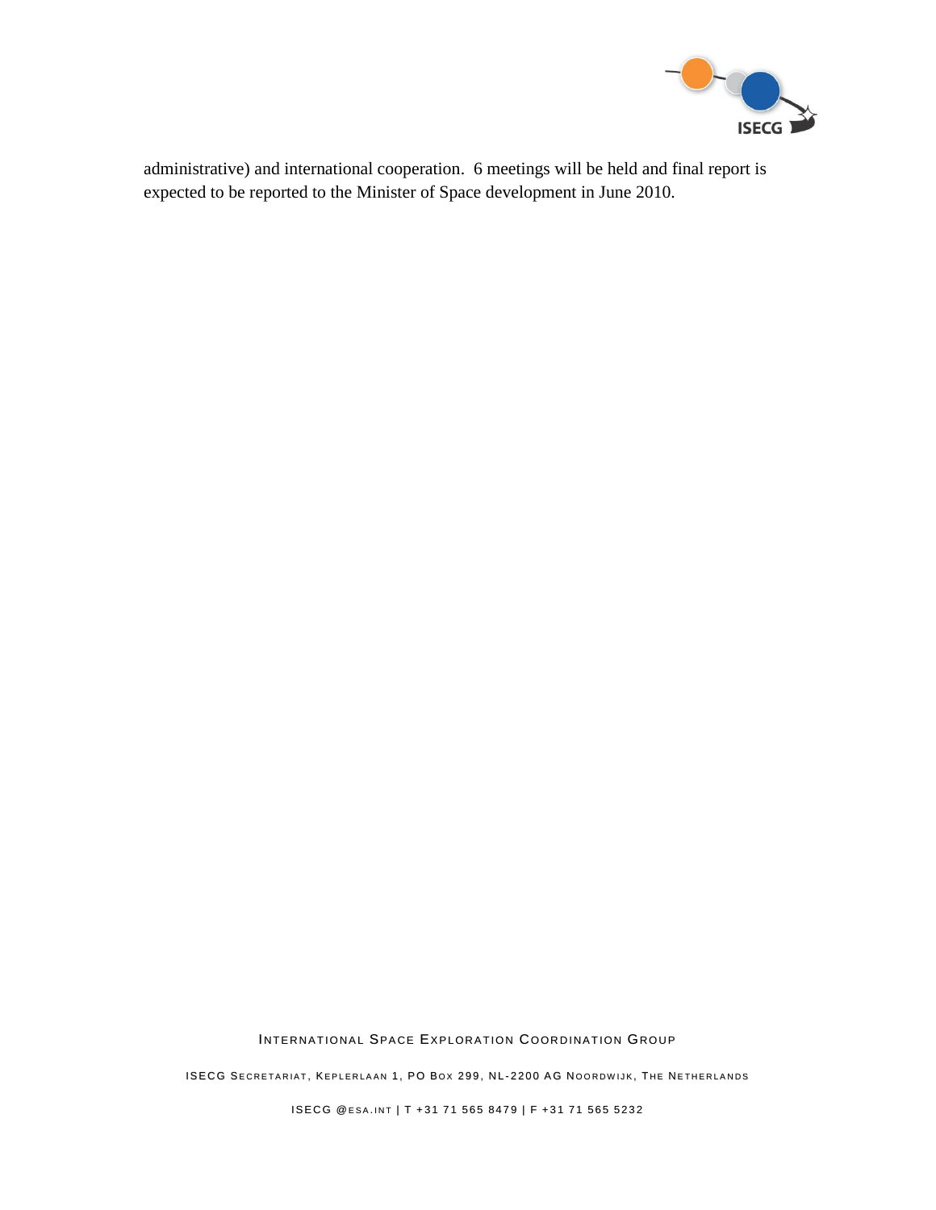administrative) and international cooperation.  6 meetings will be held and final report is expected to be reported to the Minister of Space development in June 2010.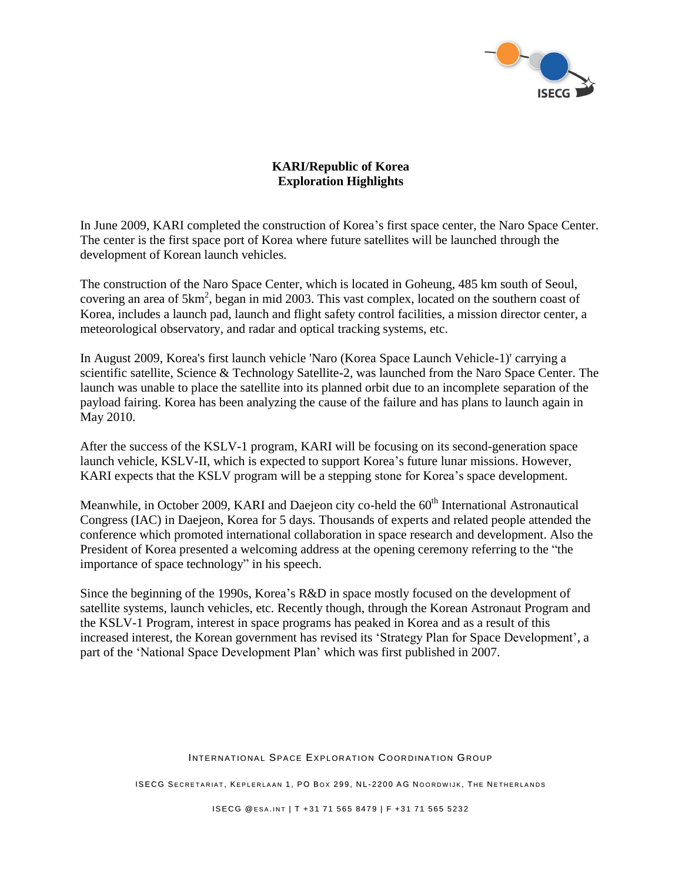# KARI/Republic of Korea
## Exploration Highlights

In June 2009, KARI completed the construction of Korea's first space center, the Naro Space Center. The center is the first space port of Korea where future satellites will be launched through the development of Korean launch vehicles.

The construction of the Naro Space Center, which is located in Goheung, 485 km south of Seoul, covering an area of $5km^2$, began in mid 2003. This vast complex, located on the southern coast of Korea, includes a launch pad, launch and flight safety control facilities, a mission director center, a meteorological observatory, and radar and optical tracking systems, etc.

In August 2009, Korea's first launch vehicle 'Naro (Korea Space Launch Vehicle-1)' carrying a scientific satellite, Science & Technology Satellite-2, was launched from the Naro Space Center. The launch was unable to place the satellite into its planned orbit due to an incomplete separation of the payload fairing. Korea has been analyzing the cause of the failure and has plans to launch again in May 2010.

After the success of the KSLV-1 program, KARI will be focusing on its second-generation space launch vehicle, KSLV-II, which is expected to support Korea's future lunar missions. However, KARI expects that the KSLV program will be a stepping stone for Korea's space development.

Meanwhile, in October 2009, KARI and Daejeon city co-held the 60th International Astronautical Congress (IAC) in Daejeon, Korea for 5 days. Thousands of experts and related people attended the conference which promoted international collaboration in space research and development. Also the President of Korea presented a welcoming address at the opening ceremony referring to the "the importance of space technology" in his speech.

Since the beginning of the 1990s, Korea's R&D in space mostly focused on the development of satellite systems, launch vehicles, etc. Recently though, through the Korean Astronaut Program and the KSLV-1 Program, interest in space programs has peaked in Korea and as a result of this increased interest, the Korean government has revised its 'Strategy Plan for Space Development', a part of the 'National Space Development Plan' which was first published in 2007.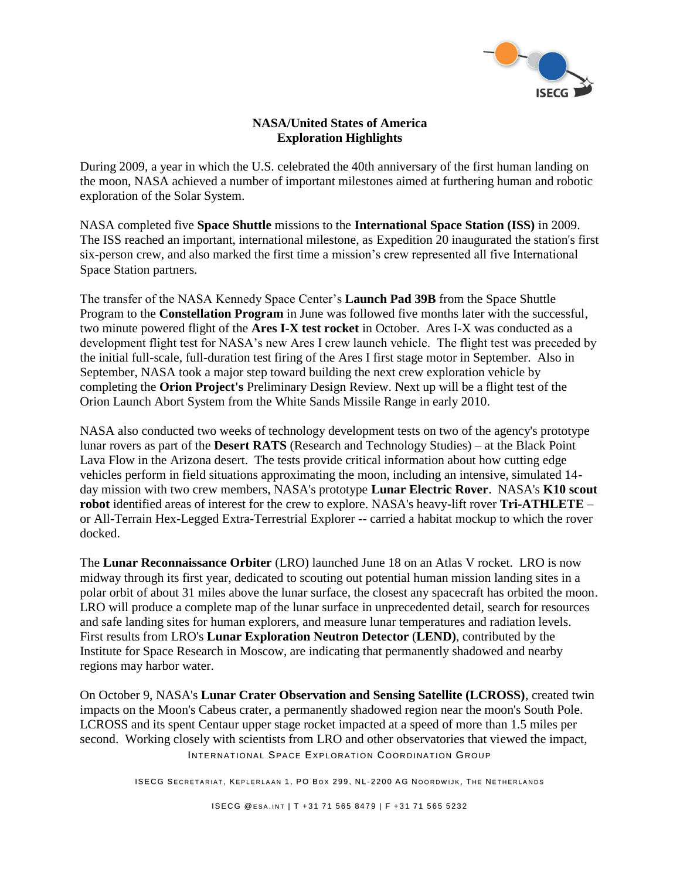## NASA/United States of America
## Exploration Highlights

During 2009, a year in which the U.S. celebrated the 40th anniversary of the first human landing on the moon, NASA achieved a number of important milestones aimed at furthering human and robotic exploration of the Solar System.

NASA completed five **Space Shuttle** missions to the **International Space Station (ISS)** in 2009. The ISS reached an important, international milestone, as Expedition 20 inaugurated the station's first six-person crew, and also marked the first time a mission's crew represented all five International Space Station partners.

The transfer of the NASA Kennedy Space Center's **Launch Pad 39B** from the Space Shuttle Program to the **Constellation Program** in June was followed five months later with the successful, two minute powered flight of the **Ares I-X test rocket** in October. Ares I-X was conducted as a development flight test for NASA's new Ares I crew launch vehicle. The flight test was preceded by the initial full-scale, full-duration test firing of the Ares I first stage motor in September. Also in September, NASA took a major step toward building the next crew exploration vehicle by completing the **Orion Project's** Preliminary Design Review. Next up will be a flight test of the Orion Launch Abort System from the White Sands Missile Range in early 2010.

NASA also conducted two weeks of technology development tests on two of the agency's prototype lunar rovers as part of the **Desert RATS** (Research and Technology Studies) – at the Black Point Lava Flow in the Arizona desert. The tests provide critical information about how cutting edge vehicles perform in field situations approximating the moon, including an intensive, simulated 14-day mission with two crew members, NASA's prototype **Lunar Electric Rover**. NASA's **K10 scout robot** identified areas of interest for the crew to explore. NASA's heavy-lift rover **Tri-ATHLETE** – or All-Terrain Hex-Legged Extra-Terrestrial Explorer -- carried a habitat mockup to which the rover docked.

The **Lunar Reconnaissance Orbiter** (LRO) launched June 18 on an Atlas V rocket. LRO is now midway through its first year, dedicated to scouting out potential human mission landing sites in a polar orbit of about 31 miles above the lunar surface, the closest any spacecraft has orbited the moon. LRO will produce a complete map of the lunar surface in unprecedented detail, search for resources and safe landing sites for human explorers, and measure lunar temperatures and radiation levels. First results from LRO's **Lunar Exploration Neutron Detector** (**LEND)**, contributed by the Institute for Space Research in Moscow, are indicating that permanently shadowed and nearby regions may harbor water.

On October 9, NASA's **Lunar Crater Observation and Sensing Satellite (LCROSS)**, created twin impacts on the Moon's Cabeus crater, a permanently shadowed region near the moon's South Pole. LCROSS and its spent Centaur upper stage rocket impacted at a speed of more than 1.5 miles per second. Working closely with scientists from LRO and other observatories that viewed the impact,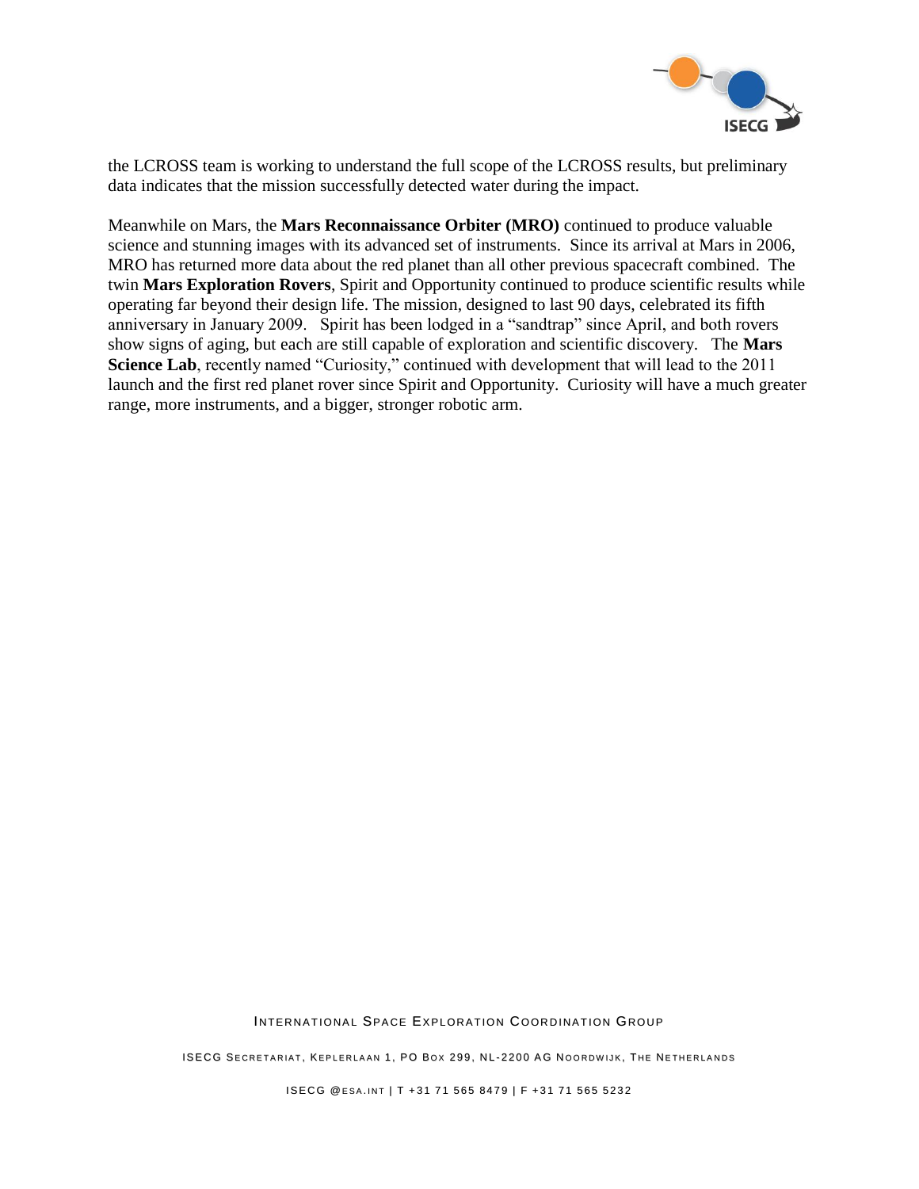the LCROSS team is working to understand the full scope of the LCROSS results, but preliminary data indicates that the mission successfully detected water during the impact.

Meanwhile on Mars, the **Mars Reconnaissance Orbiter (MRO)** continued to produce valuable science and stunning images with its advanced set of instruments. Since its arrival at Mars in 2006, MRO has returned more data about the red planet than all other previous spacecraft combined. The twin **Mars Exploration Rovers**, Spirit and Opportunity continued to produce scientific results while operating far beyond their design life. The mission, designed to last 90 days, celebrated its fifth anniversary in January 2009. Spirit has been lodged in a "sandtrap" since April, and both rovers show signs of aging, but each are still capable of exploration and scientific discovery. The **Mars Science Lab**, recently named "Curiosity," continued with development that will lead to the 2011 launch and the first red planet rover since Spirit and Opportunity. Curiosity will have a much greater range, more instruments, and a bigger, stronger robotic arm.